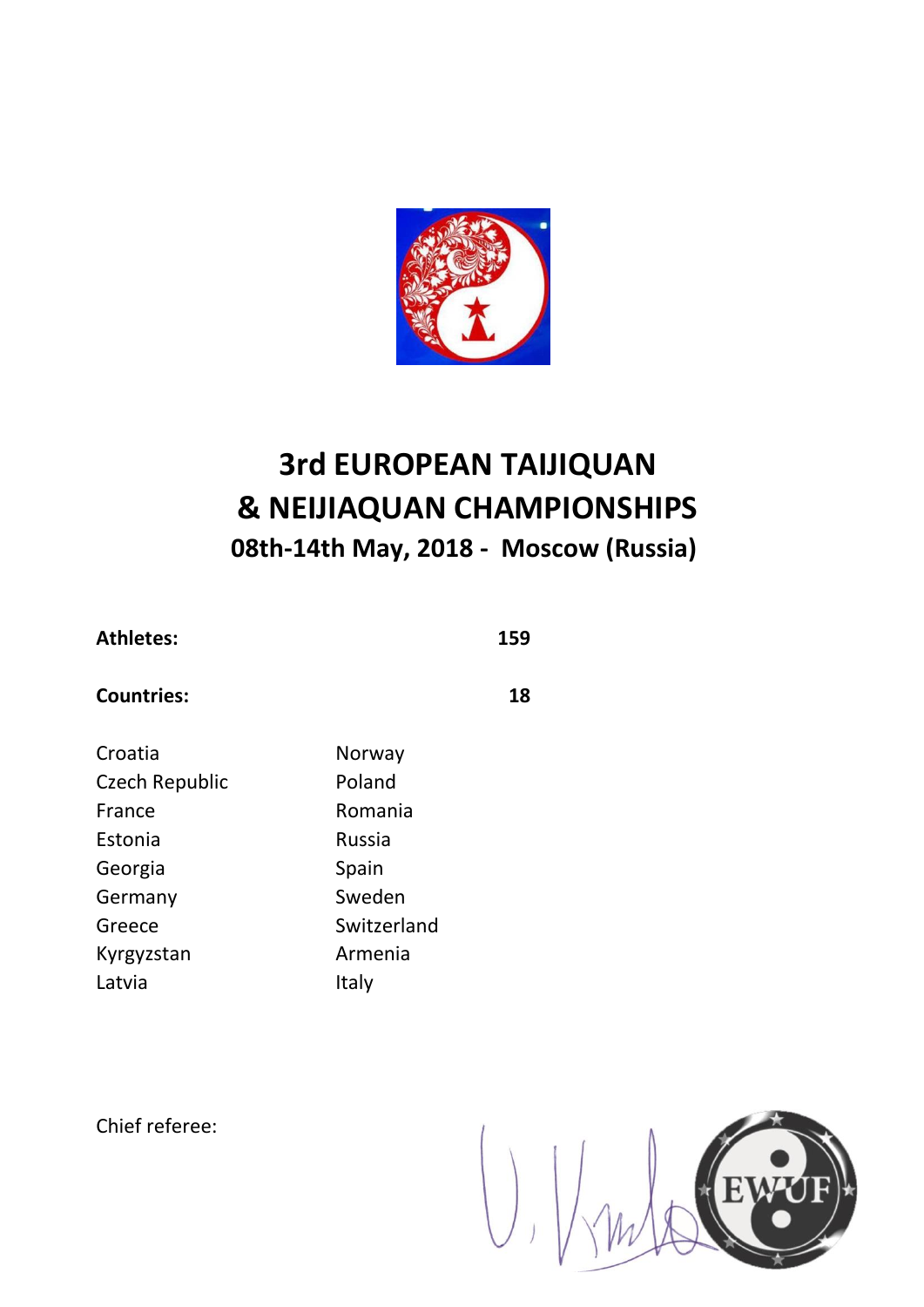# 3rd EUROPEAN TAIJIQUAN & NEIJIAQUAN CHAMPIONSHIPS

## 08th-14th May, 2018 - Moscow (Russia)

**Athletes:** **159**

**Countries:** **18**

| | |
|---|---|
| Croatia | Norway |
| Czech Republic | Poland |
| France | Romania |
| Estonia | Russia |
| Georgia | Spain |
| Germany | Sweden |
| Greece | Switzerland |
| Kyrgyzstan | Armenia |
| Latvia | Italy |

Chief referee:

EWUF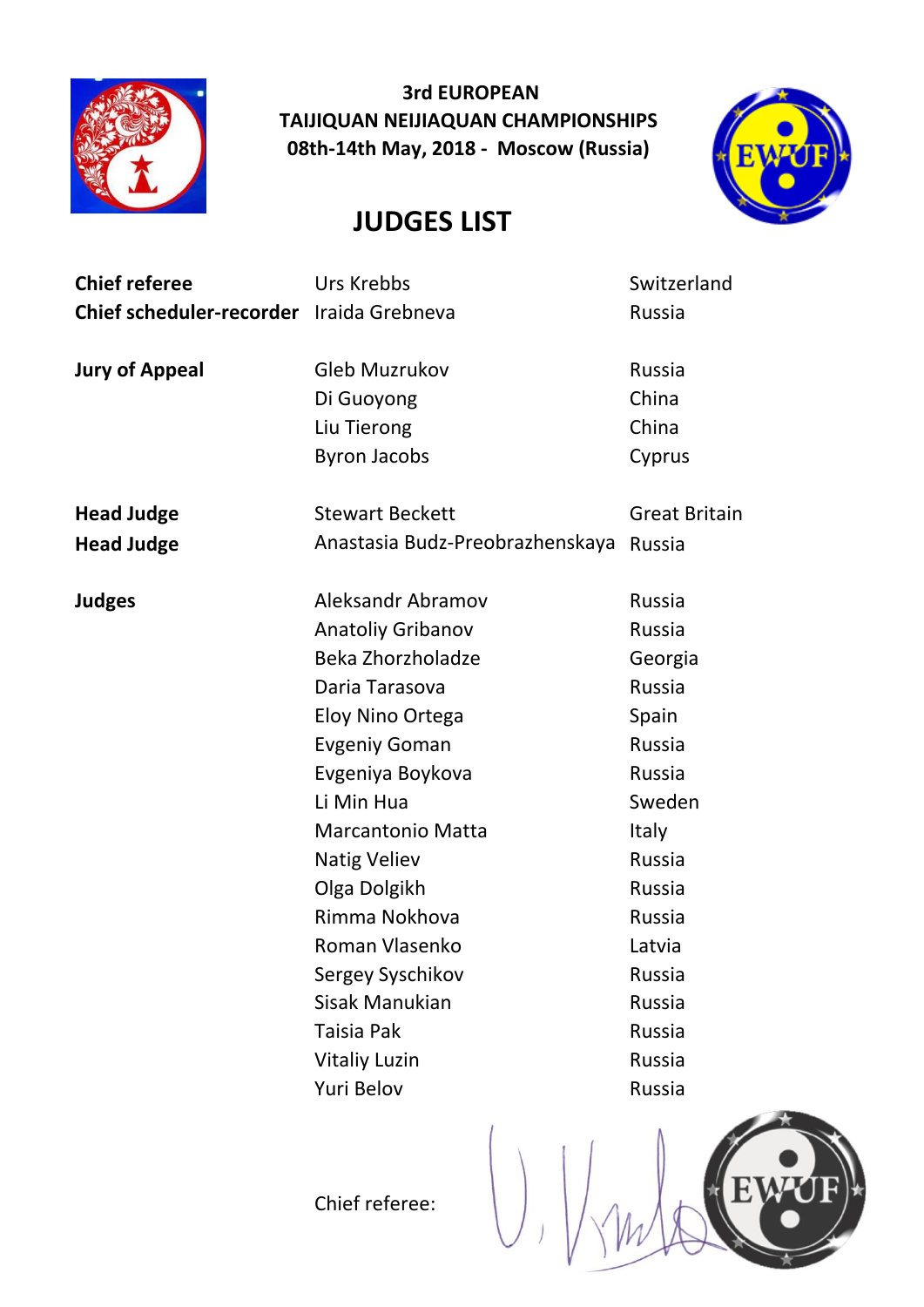**3rd EUROPEAN**
**TAIJIQUAN NEIJIAQUAN CHAMPIONSHIPS**
**08th-14th May, 2018 - Moscow (Russia)**

# JUDGES LIST

| | | |
|---|---|---|
| **Chief referee** | Urs Krebbs | Switzerland |
| **Chief scheduler-recorder** | Iraida Grebneva | Russia |
| | | |
| **Jury of Appeal** | Gleb Muzrukov | Russia |
| | Di Guoyong | China |
| | Liu Tierong | China |
| | Byron Jacobs | Cyprus |
| | | |
| **Head Judge** | Stewart Beckett | Great Britain |
| **Head Judge** | Anastasia Budz-Preobrazhenskaya | Russia |
| | | |
| **Judges** | Aleksandr Abramov | Russia |
| | Anatoliy Gribanov | Russia |
| | Beka Zhorzholadze | Georgia |
| | Daria Tarasova | Russia |
| | Eloy Nino Ortega | Spain |
| | Evgeniy Goman | Russia |
| | Evgeniya Boykova | Russia |
| | Li Min Hua | Sweden |
| | Marcantonio Matta | Italy |
| | Natig Veliev | Russia |
| | Olga Dolgikh | Russia |
| | Rimma Nokhova | Russia |
| | Roman Vlasenko | Latvia |
| | Sergey Syschikov | Russia |
| | Sisak Manukian | Russia |
| | Taisia Pak | Russia |
| | Vitaliy Luzin | Russia |
| | Yuri Belov | Russia |

Chief referee: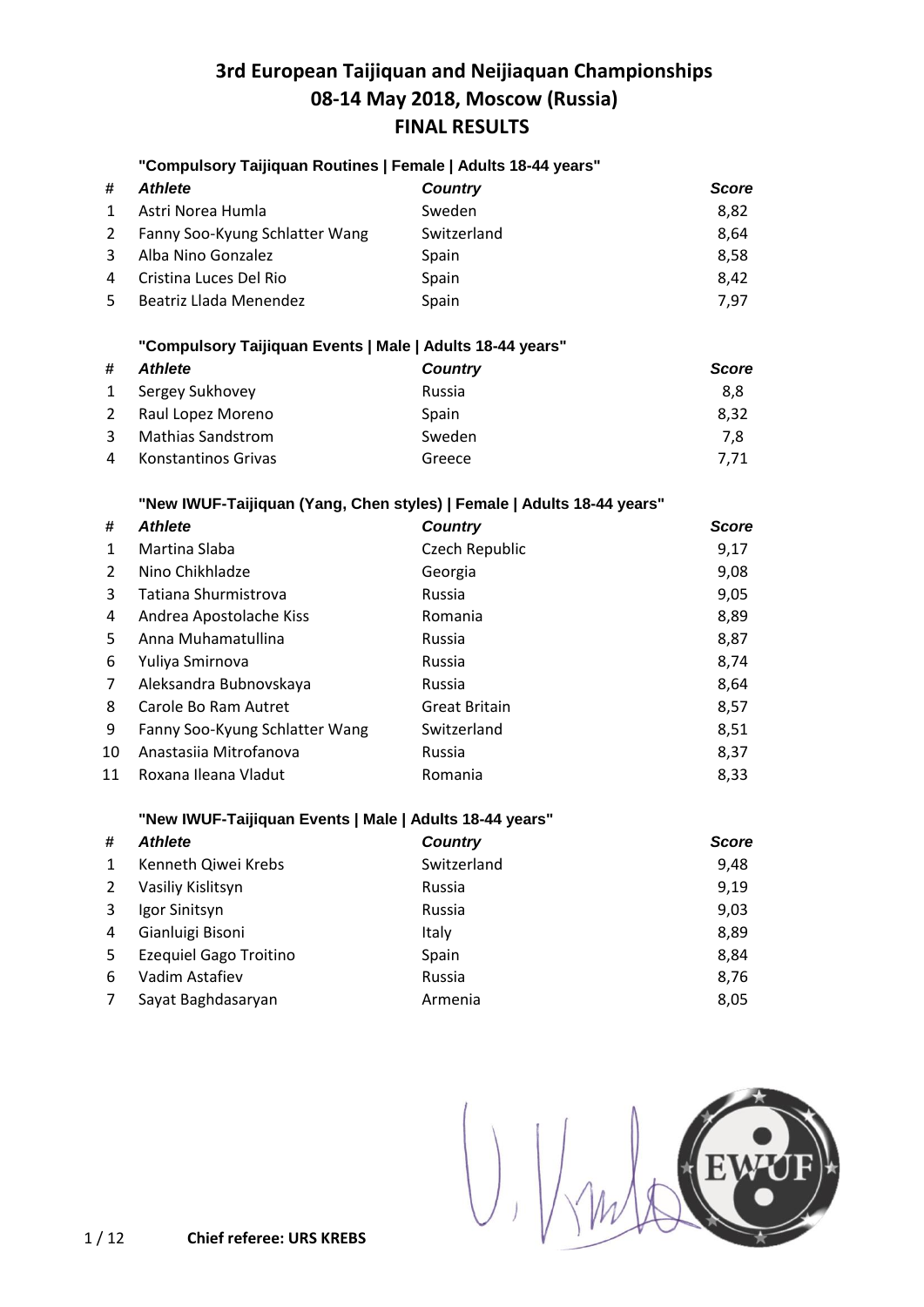# 3rd European Taijiquan and Neijiaquan Championships
## 08-14 May 2018, Moscow (Russia)
## FINAL RESULTS

### "Compulsory Taijiquan Routines | Female | Adults 18-44 years"

| # | Athlete | Country | Score |
|---|---|---|---|
| 1 | Astri Norea Humla | Sweden | 8,82 |
| 2 | Fanny Soo-Kyung Schlatter Wang | Switzerland | 8,64 |
| 3 | Alba Nino Gonzalez | Spain | 8,58 |
| 4 | Cristina Luces Del Rio | Spain | 8,42 |
| 5 | Beatriz Llada Menendez | Spain | 7,97 |

### "Compulsory Taijiquan Events | Male | Adults 18-44 years"

| # | Athlete | Country | Score |
|---|---|---|---|
| 1 | Sergey Sukhovey | Russia | 8,8 |
| 2 | Raul Lopez Moreno | Spain | 8,32 |
| 3 | Mathias Sandstrom | Sweden | 7,8 |
| 4 | Konstantinos Grivas | Greece | 7,71 |

### "New IWUF-Taijiquan (Yang, Chen styles) | Female | Adults 18-44 years"

| # | Athlete | Country | Score |
|---|---|---|---|
| 1 | Martina Slaba | Czech Republic | 9,17 |
| 2 | Nino Chikhladze | Georgia | 9,08 |
| 3 | Tatiana Shurmistrova | Russia | 9,05 |
| 4 | Andrea Apostolache Kiss | Romania | 8,89 |
| 5 | Anna Muhamatullina | Russia | 8,87 |
| 6 | Yuliya Smirnova | Russia | 8,74 |
| 7 | Aleksandra Bubnovskaya | Russia | 8,64 |
| 8 | Carole Bo Ram Autret | Great Britain | 8,57 |
| 9 | Fanny Soo-Kyung Schlatter Wang | Switzerland | 8,51 |
| 10 | Anastasiia Mitrofanova | Russia | 8,37 |
| 11 | Roxana Ileana Vladut | Romania | 8,33 |

### "New IWUF-Taijiquan Events | Male | Adults 18-44 years"

| # | Athlete | Country | Score |
|---|---|---|---|
| 1 | Kenneth Qiwei Krebs | Switzerland | 9,48 |
| 2 | Vasiliy Kislitsyn | Russia | 9,19 |
| 3 | Igor Sinitsyn | Russia | 9,03 |
| 4 | Gianluigi Bisoni | Italy | 8,89 |
| 5 | Ezequiel Gago Troitino | Spain | 8,84 |
| 6 | Vadim Astafiev | Russia | 8,76 |
| 7 | Sayat Baghdasaryan | Armenia | 8,05 |

**Chief referee: URS KREBS**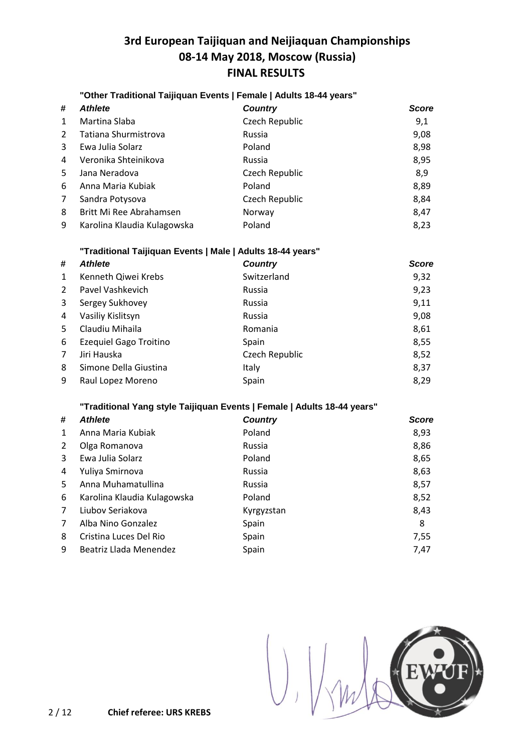# 3rd European Taijiquan and Neijiaquan Championships
## 08-14 May 2018, Moscow (Russia)
## FINAL RESULTS

**"Other Traditional Taijiquan Events | Female | Adults 18-44 years"**

| # | Athlete | Country | Score |
|---|---|---|---|
| 1 | Martina Slaba | Czech Republic | 9,1 |
| 2 | Tatiana Shurmistrova | Russia | 9,08 |
| 3 | Ewa Julia Solarz | Poland | 8,98 |
| 4 | Veronika Shteinikova | Russia | 8,95 |
| 5 | Jana Neradova | Czech Republic | 8,9 |
| 6 | Anna Maria Kubiak | Poland | 8,89 |
| 7 | Sandra Potysova | Czech Republic | 8,84 |
| 8 | Britt Mi Ree Abrahamsen | Norway | 8,47 |
| 9 | Karolina Klaudia Kulagowska | Poland | 8,23 |

**"Traditional Taijiquan Events | Male | Adults 18-44 years"**

| # | Athlete | Country | Score |
|---|---|---|---|
| 1 | Kenneth Qiwei Krebs | Switzerland | 9,32 |
| 2 | Pavel Vashkevich | Russia | 9,23 |
| 3 | Sergey Sukhovey | Russia | 9,11 |
| 4 | Vasiliy Kislitsyn | Russia | 9,08 |
| 5 | Claudiu Mihaila | Romania | 8,61 |
| 6 | Ezequiel Gago Troitino | Spain | 8,55 |
| 7 | Jiri Hauska | Czech Republic | 8,52 |
| 8 | Simone Della Giustina | Italy | 8,37 |
| 9 | Raul Lopez Moreno | Spain | 8,29 |

**"Traditional Yang style Taijiquan Events | Female | Adults 18-44 years"**

| # | Athlete | Country | Score |
|---|---|---|---|
| 1 | Anna Maria Kubiak | Poland | 8,93 |
| 2 | Olga Romanova | Russia | 8,86 |
| 3 | Ewa Julia Solarz | Poland | 8,65 |
| 4 | Yuliya Smirnova | Russia | 8,63 |
| 5 | Anna Muhamatullina | Russia | 8,57 |
| 6 | Karolina Klaudia Kulagowska | Poland | 8,52 |
| 7 | Liubov Seriakova | Kyrgyzstan | 8,43 |
| 7 | Alba Nino Gonzalez | Spain | 8 |
| 8 | Cristina Luces Del Rio | Spain | 7,55 |
| 9 | Beatriz Llada Menendez | Spain | 7,47 |

**Chief referee: URS KREBS**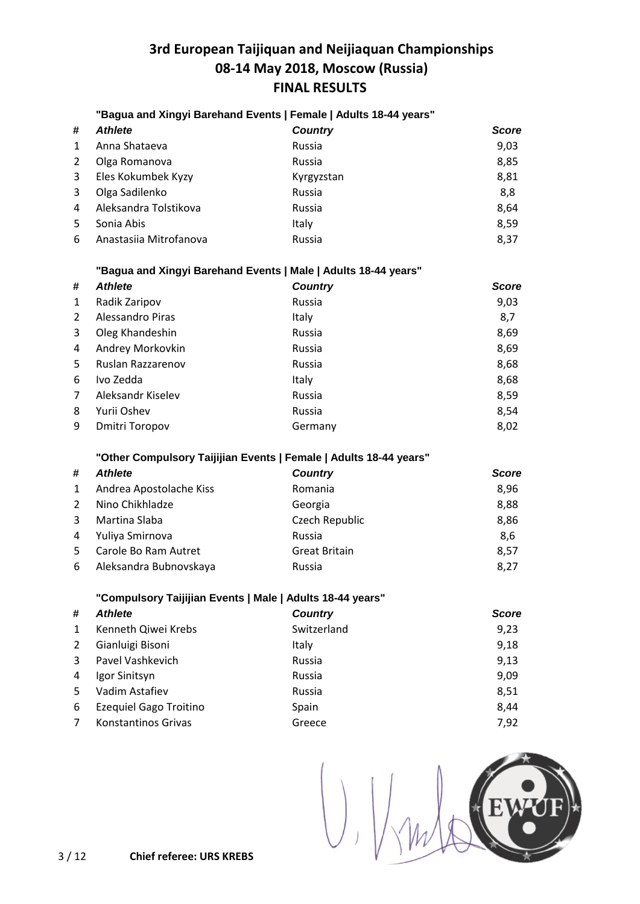# 3rd European Taijiquan and Neijiaquan Championships
## 08-14 May 2018, Moscow (Russia)
## FINAL RESULTS

### "Bagua and Xingyi Barehand Events | Female | Adults 18-44 years"

| # | Athlete | Country | Score |
|---|---|---|---|
| 1 | Anna Shataeva | Russia | 9,03 |
| 2 | Olga Romanova | Russia | 8,85 |
| 3 | Eles Kokumbek Kyzy | Kyrgyzstan | 8,81 |
| 3 | Olga Sadilenko | Russia | 8,8 |
| 4 | Aleksandra Tolstikova | Russia | 8,64 |
| 5 | Sonia Abis | Italy | 8,59 |
| 6 | Anastasiia Mitrofanova | Russia | 8,37 |

### "Bagua and Xingyi Barehand Events | Male | Adults 18-44 years"

| # | Athlete | Country | Score |
|---|---|---|---|
| 1 | Radik Zaripov | Russia | 9,03 |
| 2 | Alessandro Piras | Italy | 8,7 |
| 3 | Oleg Khandeshin | Russia | 8,69 |
| 4 | Andrey Morkovkin | Russia | 8,69 |
| 5 | Ruslan Razzarenov | Russia | 8,68 |
| 6 | Ivo Zedda | Italy | 8,68 |
| 7 | Aleksandr Kiselev | Russia | 8,59 |
| 8 | Yurii Oshev | Russia | 8,54 |
| 9 | Dmitri Toropov | Germany | 8,02 |

### "Other Compulsory Taijijian Events | Female | Adults 18-44 years"

| # | Athlete | Country | Score |
|---|---|---|---|
| 1 | Andrea Apostolache Kiss | Romania | 8,96 |
| 2 | Nino Chikhladze | Georgia | 8,88 |
| 3 | Martina Slaba | Czech Republic | 8,86 |
| 4 | Yuliya Smirnova | Russia | 8,6 |
| 5 | Carole Bo Ram Autret | Great Britain | 8,57 |
| 6 | Aleksandra Bubnovskaya | Russia | 8,27 |

### "Compulsory Taijijian Events | Male | Adults 18-44 years"

| # | Athlete | Country | Score |
|---|---|---|---|
| 1 | Kenneth Qiwei Krebs | Switzerland | 9,23 |
| 2 | Gianluigi Bisoni | Italy | 9,18 |
| 3 | Pavel Vashkevich | Russia | 9,13 |
| 4 | Igor Sinitsyn | Russia | 9,09 |
| 5 | Vadim Astafiev | Russia | 8,51 |
| 6 | Ezequiel Gago Troitino | Spain | 8,44 |
| 7 | Konstantinos Grivas | Greece | 7,92 |

**Chief referee: URS KREBS**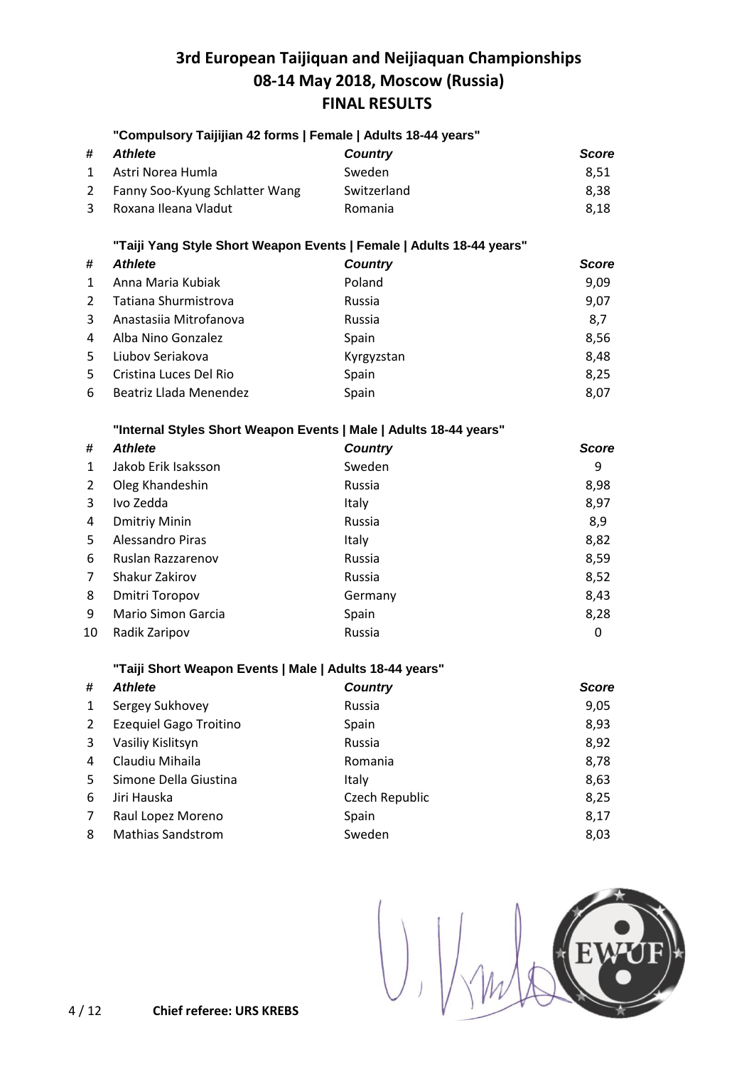# 3rd European Taijiquan and Neijiaquan Championships
## 08-14 May 2018, Moscow (Russia)
## FINAL RESULTS

### "Compulsory Taijijian 42 forms | Female | Adults 18-44 years"

| # | Athlete | Country | Score |
|---|---|---|---|
| 1 | Astri Norea Humla | Sweden | 8,51 |
| 2 | Fanny Soo-Kyung Schlatter Wang | Switzerland | 8,38 |
| 3 | Roxana Ileana Vladut | Romania | 8,18 |

### "Taiji Yang Style Short Weapon Events | Female | Adults 18-44 years"

| # | Athlete | Country | Score |
|---|---|---|---|
| 1 | Anna Maria Kubiak | Poland | 9,09 |
| 2 | Tatiana Shurmistrova | Russia | 9,07 |
| 3 | Anastasiia Mitrofanova | Russia | 8,7 |
| 4 | Alba Nino Gonzalez | Spain | 8,56 |
| 5 | Liubov Seriakova | Kyrgyzstan | 8,48 |
| 5 | Cristina Luces Del Rio | Spain | 8,25 |
| 6 | Beatriz Llada Menendez | Spain | 8,07 |

### "Internal Styles Short Weapon Events | Male | Adults 18-44 years"

| # | Athlete | Country | Score |
|---|---|---|---|
| 1 | Jakob Erik Isaksson | Sweden | 9 |
| 2 | Oleg Khandeshin | Russia | 8,98 |
| 3 | Ivo Zedda | Italy | 8,97 |
| 4 | Dmitriy Minin | Russia | 8,9 |
| 5 | Alessandro Piras | Italy | 8,82 |
| 6 | Ruslan Razzarenov | Russia | 8,59 |
| 7 | Shakur Zakirov | Russia | 8,52 |
| 8 | Dmitri Toropov | Germany | 8,43 |
| 9 | Mario Simon Garcia | Spain | 8,28 |
| 10 | Radik Zaripov | Russia | 0 |

### "Taiji Short Weapon Events | Male | Adults 18-44 years"

| # | Athlete | Country | Score |
|---|---|---|---|
| 1 | Sergey Sukhovey | Russia | 9,05 |
| 2 | Ezequiel Gago Troitino | Spain | 8,93 |
| 3 | Vasiliy Kislitsyn | Russia | 8,92 |
| 4 | Claudiu Mihaila | Romania | 8,78 |
| 5 | Simone Della Giustina | Italy | 8,63 |
| 6 | Jiri Hauska | Czech Republic | 8,25 |
| 7 | Raul Lopez Moreno | Spain | 8,17 |
| 8 | Mathias Sandstrom | Sweden | 8,03 |

**Chief referee: URS KREBS**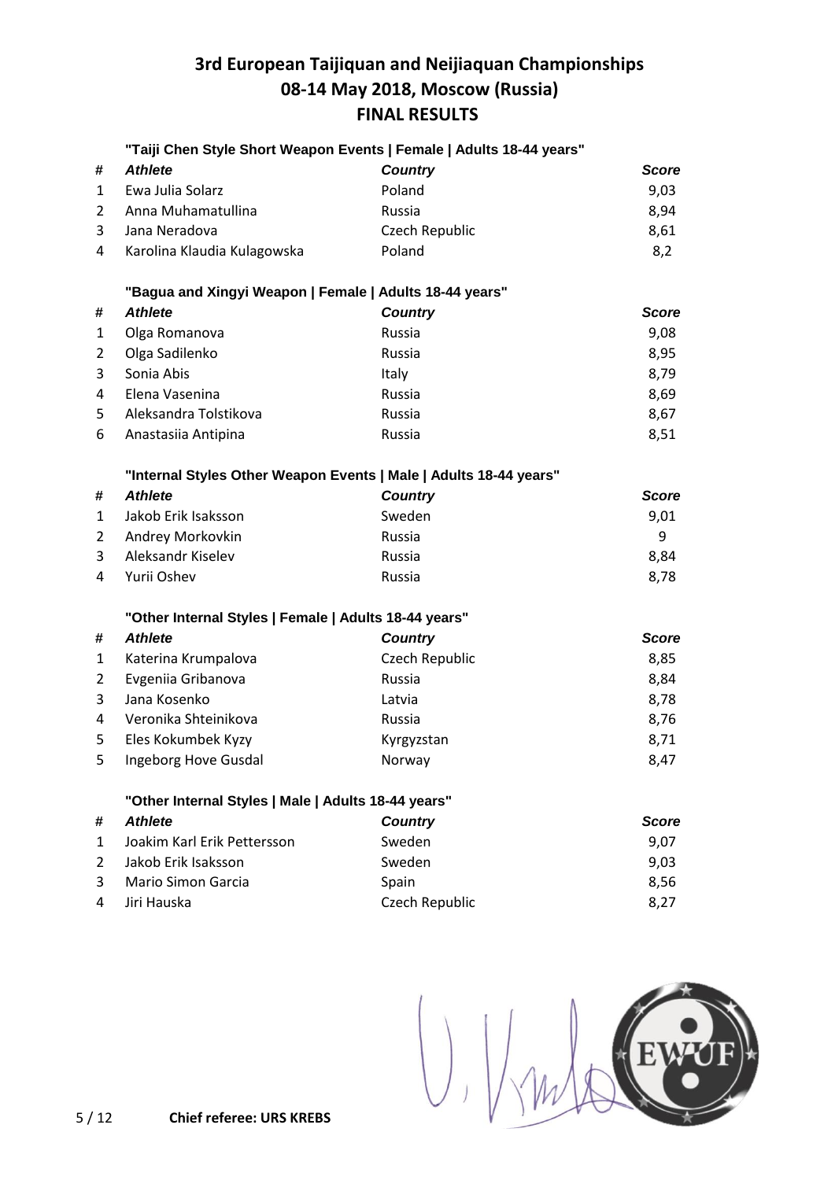# 3rd European Taijiquan and Neijiaquan Championships
## 08-14 May 2018, Moscow (Russia)
## FINAL RESULTS

### "Taiji Chen Style Short Weapon Events | Female | Adults 18-44 years"

| # | Athlete | Country | Score |
|---|---|---|---|
| 1 | Ewa Julia Solarz | Poland | 9,03 |
| 2 | Anna Muhamatullina | Russia | 8,94 |
| 3 | Jana Neradova | Czech Republic | 8,61 |
| 4 | Karolina Klaudia Kulagowska | Poland | 8,2 |

### "Bagua and Xingyi Weapon | Female | Adults 18-44 years"

| # | Athlete | Country | Score |
|---|---|---|---|
| 1 | Olga Romanova | Russia | 9,08 |
| 2 | Olga Sadilenko | Russia | 8,95 |
| 3 | Sonia Abis | Italy | 8,79 |
| 4 | Elena Vasenina | Russia | 8,69 |
| 5 | Aleksandra Tolstikova | Russia | 8,67 |
| 6 | Anastasiia Antipina | Russia | 8,51 |

### "Internal Styles Other Weapon Events | Male | Adults 18-44 years"

| # | Athlete | Country | Score |
|---|---|---|---|
| 1 | Jakob Erik Isaksson | Sweden | 9,01 |
| 2 | Andrey Morkovkin | Russia | 9 |
| 3 | Aleksandr Kiselev | Russia | 8,84 |
| 4 | Yurii Oshev | Russia | 8,78 |

### "Other Internal Styles | Female | Adults 18-44 years"

| # | Athlete | Country | Score |
|---|---|---|---|
| 1 | Katerina Krumpalova | Czech Republic | 8,85 |
| 2 | Evgeniia Gribanova | Russia | 8,84 |
| 3 | Jana Kosenko | Latvia | 8,78 |
| 4 | Veronika Shteinikova | Russia | 8,76 |
| 5 | Eles Kokumbek Kyzy | Kyrgyzstan | 8,71 |
| 5 | Ingeborg Hove Gusdal | Norway | 8,47 |

### "Other Internal Styles | Male | Adults 18-44 years"

| # | Athlete | Country | Score |
|---|---|---|---|
| 1 | Joakim Karl Erik Pettersson | Sweden | 9,07 |
| 2 | Jakob Erik Isaksson | Sweden | 9,03 |
| 3 | Mario Simon Garcia | Spain | 8,56 |
| 4 | Jiri Hauska | Czech Republic | 8,27 |

**Chief referee: URS KREBS**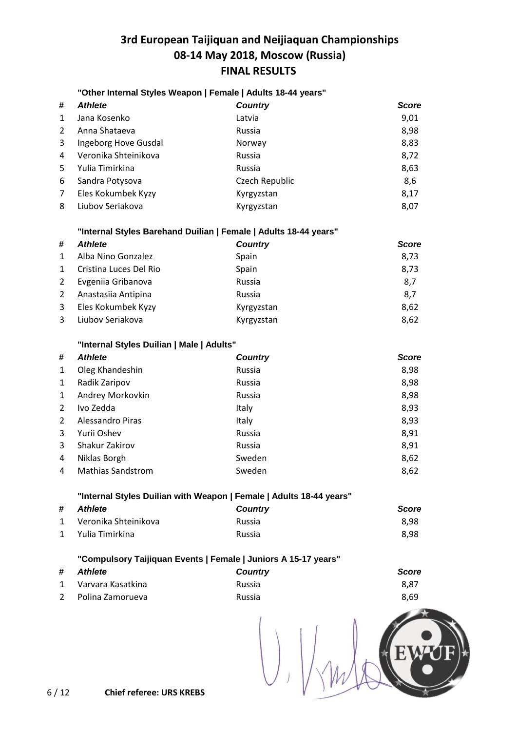# 3rd European Taijiquan and Neijiaquan Championships
# 08-14 May 2018, Moscow (Russia)
# FINAL RESULTS

### "Other Internal Styles Weapon | Female | Adults 18-44 years"

| # | Athlete | Country | Score |
|---|---|---|---|
| 1 | Jana Kosenko | Latvia | 9,01 |
| 2 | Anna Shataeva | Russia | 8,98 |
| 3 | Ingeborg Hove Gusdal | Norway | 8,83 |
| 4 | Veronika Shteinikova | Russia | 8,72 |
| 5 | Yulia Timirkina | Russia | 8,63 |
| 6 | Sandra Potysova | Czech Republic | 8,6 |
| 7 | Eles Kokumbek Kyzy | Kyrgyzstan | 8,17 |
| 8 | Liubov Seriakova | Kyrgyzstan | 8,07 |

### "Internal Styles Barehand Duilian | Female | Adults 18-44 years"

| # | Athlete | Country | Score |
|---|---|---|---|
| 1 | Alba Nino Gonzalez | Spain | 8,73 |
| 1 | Cristina Luces Del Rio | Spain | 8,73 |
| 2 | Evgeniia Gribanova | Russia | 8,7 |
| 2 | Anastasiia Antipina | Russia | 8,7 |
| 3 | Eles Kokumbek Kyzy | Kyrgyzstan | 8,62 |
| 3 | Liubov Seriakova | Kyrgyzstan | 8,62 |

### "Internal Styles Duilian | Male | Adults"

| # | Athlete | Country | Score |
|---|---|---|---|
| 1 | Oleg Khandeshin | Russia | 8,98 |
| 1 | Radik Zaripov | Russia | 8,98 |
| 1 | Andrey Morkovkin | Russia | 8,98 |
| 2 | Ivo Zedda | Italy | 8,93 |
| 2 | Alessandro Piras | Italy | 8,93 |
| 3 | Yurii Oshev | Russia | 8,91 |
| 3 | Shakur Zakirov | Russia | 8,91 |
| 4 | Niklas Borgh | Sweden | 8,62 |
| 4 | Mathias Sandstrom | Sweden | 8,62 |

### "Internal Styles Duilian with Weapon | Female | Adults 18-44 years"

| # | Athlete | Country | Score |
|---|---|---|---|
| 1 | Veronika Shteinikova | Russia | 8,98 |
| 1 | Yulia Timirkina | Russia | 8,98 |

### "Compulsory Taijiquan Events | Female | Juniors A 15-17 years"

| # | Athlete | Country | Score |
|---|---|---|---|
| 1 | Varvara Kasatkina | Russia | 8,87 |
| 2 | Polina Zamorueva | Russia | 8,69 |

**Chief referee: URS KREBS**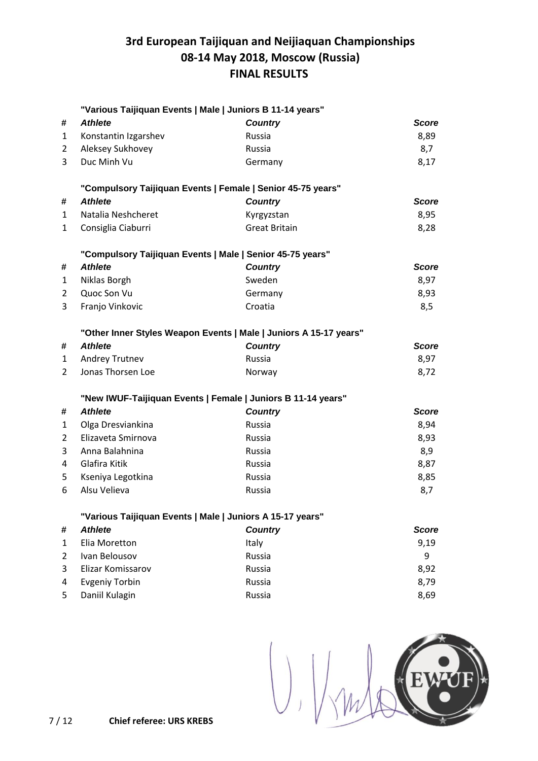# 3rd European Taijiquan and Neijiaquan Championships
## 08-14 May 2018, Moscow (Russia)
## FINAL RESULTS

### "Various Taijiquan Events | Male | Juniors B 11-14 years"

| # | Athlete | Country | Score |
|---|---|---|---|
| 1 | Konstantin Izgarshev | Russia | 8,89 |
| 2 | Aleksey Sukhovey | Russia | 8,7 |
| 3 | Duc Minh Vu | Germany | 8,17 |

### "Compulsory Taijiquan Events | Female | Senior 45-75 years"

| # | Athlete | Country | Score |
|---|---|---|---|
| 1 | Natalia Neshcheret | Kyrgyzstan | 8,95 |
| 1 | Consiglia Ciaburri | Great Britain | 8,28 |

### "Compulsory Taijiquan Events | Male | Senior 45-75 years"

| # | Athlete | Country | Score |
|---|---|---|---|
| 1 | Niklas Borgh | Sweden | 8,97 |
| 2 | Quoc Son Vu | Germany | 8,93 |
| 3 | Franjo Vinkovic | Croatia | 8,5 |

### "Other Inner Styles Weapon Events | Male | Juniors A 15-17 years"

| # | Athlete | Country | Score |
|---|---|---|---|
| 1 | Andrey Trutnev | Russia | 8,97 |
| 2 | Jonas Thorsen Loe | Norway | 8,72 |

### "New IWUF-Taijiquan Events | Female | Juniors B 11-14 years"

| # | Athlete | Country | Score |
|---|---|---|---|
| 1 | Olga Dresviankina | Russia | 8,94 |
| 2 | Elizaveta Smirnova | Russia | 8,93 |
| 3 | Anna Balahnina | Russia | 8,9 |
| 4 | Glafira Kitik | Russia | 8,87 |
| 5 | Kseniya Legotkina | Russia | 8,85 |
| 6 | Alsu Velieva | Russia | 8,7 |

### "Various Taijiquan Events | Male | Juniors A 15-17 years"

| # | Athlete | Country | Score |
|---|---|---|---|
| 1 | Elia Moretton | Italy | 9,19 |
| 2 | Ivan Belousov | Russia | 9 |
| 3 | Elizar Komissarov | Russia | 8,92 |
| 4 | Evgeniy Torbin | Russia | 8,79 |
| 5 | Daniil Kulagin | Russia | 8,69 |

**Chief referee: URS KREBS**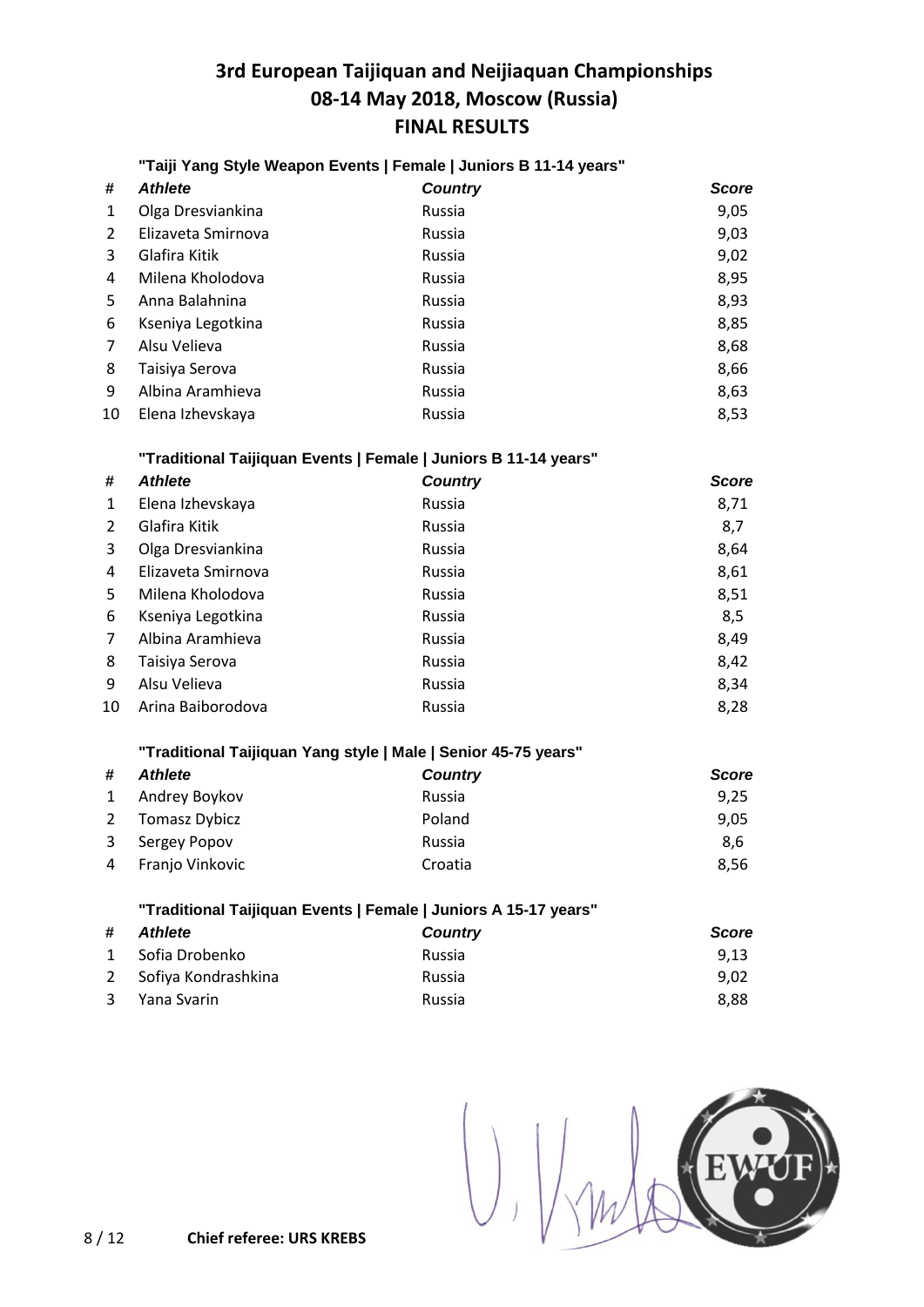# 3rd European Taijiquan and Neijiaquan Championships
## 08-14 May 2018, Moscow (Russia)
## FINAL RESULTS

### "Taiji Yang Style Weapon Events | Female | Juniors B 11-14 years"

| # | Athlete | Country | Score |
|---|---|---|---|
| 1 | Olga Dresviankina | Russia | 9,05 |
| 2 | Elizaveta Smirnova | Russia | 9,03 |
| 3 | Glafira Kitik | Russia | 9,02 |
| 4 | Milena Kholodova | Russia | 8,95 |
| 5 | Anna Balahnina | Russia | 8,93 |
| 6 | Kseniya Legotkina | Russia | 8,85 |
| 7 | Alsu Velieva | Russia | 8,68 |
| 8 | Taisiya Serova | Russia | 8,66 |
| 9 | Albina Aramhieva | Russia | 8,63 |
| 10 | Elena Izhevskaya | Russia | 8,53 |

### "Traditional Taijiquan Events | Female | Juniors B 11-14 years"

| # | Athlete | Country | Score |
|---|---|---|---|
| 1 | Elena Izhevskaya | Russia | 8,71 |
| 2 | Glafira Kitik | Russia | 8,7 |
| 3 | Olga Dresviankina | Russia | 8,64 |
| 4 | Elizaveta Smirnova | Russia | 8,61 |
| 5 | Milena Kholodova | Russia | 8,51 |
| 6 | Kseniya Legotkina | Russia | 8,5 |
| 7 | Albina Aramhieva | Russia | 8,49 |
| 8 | Taisiya Serova | Russia | 8,42 |
| 9 | Alsu Velieva | Russia | 8,34 |
| 10 | Arina Baiborodova | Russia | 8,28 |

### "Traditional Taijiquan Yang style | Male | Senior 45-75 years"

| # | Athlete | Country | Score |
|---|---|---|---|
| 1 | Andrey Boykov | Russia | 9,25 |
| 2 | Tomasz Dybicz | Poland | 9,05 |
| 3 | Sergey Popov | Russia | 8,6 |
| 4 | Franjo Vinkovic | Croatia | 8,56 |

### "Traditional Taijiquan Events | Female | Juniors A 15-17 years"

| # | Athlete | Country | Score |
|---|---|---|---|
| 1 | Sofia Drobenko | Russia | 9,13 |
| 2 | Sofiya Kondrashkina | Russia | 9,02 |
| 3 | Yana Svarin | Russia | 8,88 |

**Chief referee: URS KREBS**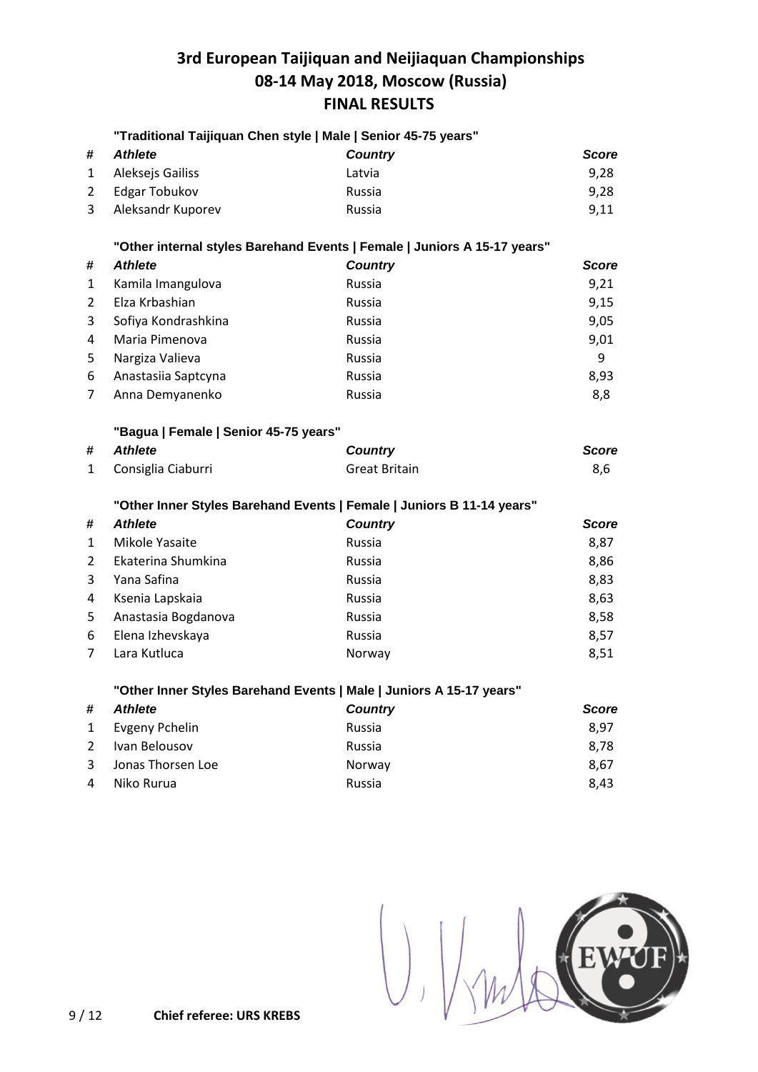# 3rd European Taijiquan and Neijiaquan Championships
# 08-14 May 2018, Moscow (Russia)
# FINAL RESULTS

### "Traditional Taijiquan Chen style | Male | Senior 45-75 years"

| # | Athlete | Country | Score |
|---|---|---|---|
| 1 | Aleksejs Gailiss | Latvia | 9,28 |
| 2 | Edgar Tobukov | Russia | 9,28 |
| 3 | Aleksandr Kuporev | Russia | 9,11 |

### "Other internal styles Barehand Events | Female | Juniors A 15-17 years"

| # | Athlete | Country | Score |
|---|---|---|---|
| 1 | Kamila Imangulova | Russia | 9,21 |
| 2 | Elza Krbashian | Russia | 9,15 |
| 3 | Sofiya Kondrashkina | Russia | 9,05 |
| 4 | Maria Pimenova | Russia | 9,01 |
| 5 | Nargiza Valieva | Russia | 9 |
| 6 | Anastasiia Saptcyna | Russia | 8,93 |
| 7 | Anna Demyanenko | Russia | 8,8 |

### "Bagua | Female | Senior 45-75 years"

| # | Athlete | Country | Score |
|---|---|---|---|
| 1 | Consiglia Ciaburri | Great Britain | 8,6 |

### "Other Inner Styles Barehand Events | Female | Juniors B 11-14 years"

| # | Athlete | Country | Score |
|---|---|---|---|
| 1 | Mikole Yasaite | Russia | 8,87 |
| 2 | Ekaterina Shumkina | Russia | 8,86 |
| 3 | Yana Safina | Russia | 8,83 |
| 4 | Ksenia Lapskaia | Russia | 8,63 |
| 5 | Anastasia Bogdanova | Russia | 8,58 |
| 6 | Elena Izhevskaya | Russia | 8,57 |
| 7 | Lara Kutluca | Norway | 8,51 |

### "Other Inner Styles Barehand Events | Male | Juniors A 15-17 years"

| # | Athlete | Country | Score |
|---|---|---|---|
| 1 | Evgeny Pchelin | Russia | 8,97 |
| 2 | Ivan Belousov | Russia | 8,78 |
| 3 | Jonas Thorsen Loe | Norway | 8,67 |
| 4 | Niko Rurua | Russia | 8,43 |

**Chief referee: URS KREBS**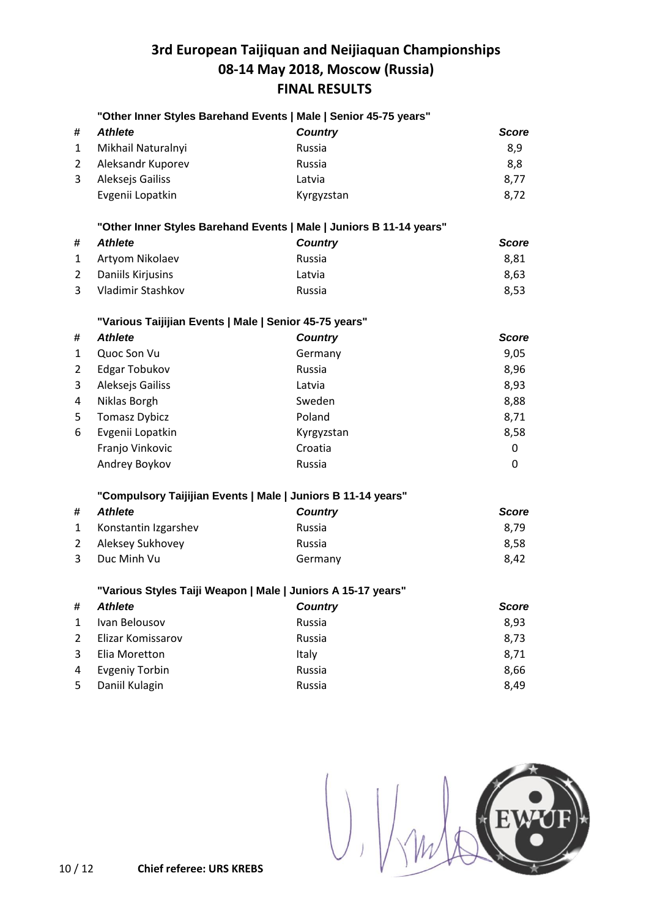# 3rd European Taijiquan and Neijiaquan Championships
## 08-14 May 2018, Moscow (Russia)
## FINAL RESULTS

### "Other Inner Styles Barehand Events | Male | Senior 45-75 years"

| # | Athlete | Country | Score |
|---|---|---|---|
| 1 | Mikhail Naturalnyi | Russia | 8,9 |
| 2 | Aleksandr Kuporev | Russia | 8,8 |
| 3 | Aleksejs Gailiss | Latvia | 8,77 |
| | Evgenii Lopatkin | Kyrgyzstan | 8,72 |

### "Other Inner Styles Barehand Events | Male | Juniors B 11-14 years"

| # | Athlete | Country | Score |
|---|---|---|---|
| 1 | Artyom Nikolaev | Russia | 8,81 |
| 2 | Daniils Kirjusins | Latvia | 8,63 |
| 3 | Vladimir Stashkov | Russia | 8,53 |

### "Various Taijijian Events | Male | Senior 45-75 years"

| # | Athlete | Country | Score |
|---|---|---|---|
| 1 | Quoc Son Vu | Germany | 9,05 |
| 2 | Edgar Tobukov | Russia | 8,96 |
| 3 | Aleksejs Gailiss | Latvia | 8,93 |
| 4 | Niklas Borgh | Sweden | 8,88 |
| 5 | Tomasz Dybicz | Poland | 8,71 |
| 6 | Evgenii Lopatkin | Kyrgyzstan | 8,58 |
| | Franjo Vinkovic | Croatia | 0 |
| | Andrey Boykov | Russia | 0 |

### "Compulsory Taijijian Events | Male | Juniors B 11-14 years"

| # | Athlete | Country | Score |
|---|---|---|---|
| 1 | Konstantin Izgarshev | Russia | 8,79 |
| 2 | Aleksey Sukhovey | Russia | 8,58 |
| 3 | Duc Minh Vu | Germany | 8,42 |

### "Various Styles Taiji Weapon | Male | Juniors A 15-17 years"

| # | Athlete | Country | Score |
|---|---|---|---|
| 1 | Ivan Belousov | Russia | 8,93 |
| 2 | Elizar Komissarov | Russia | 8,73 |
| 3 | Elia Moretton | Italy | 8,71 |
| 4 | Evgeniy Torbin | Russia | 8,66 |
| 5 | Daniil Kulagin | Russia | 8,49 |

**Chief referee: URS KREBS**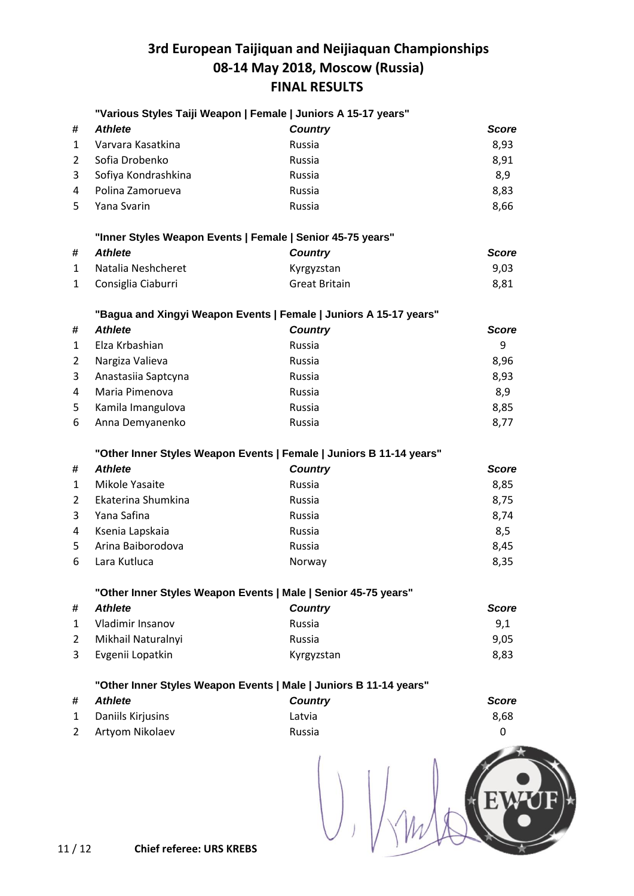# 3rd European Taijiquan and Neijiaquan Championships
## 08-14 May 2018, Moscow (Russia)
## FINAL RESULTS

### "Various Styles Taiji Weapon | Female | Juniors A 15-17 years"

| # | Athlete | Country | Score |
|---|---|---|---|
| 1 | Varvara Kasatkina | Russia | 8,93 |
| 2 | Sofia Drobenko | Russia | 8,91 |
| 3 | Sofiya Kondrashkina | Russia | 8,9 |
| 4 | Polina Zamorueva | Russia | 8,83 |
| 5 | Yana Svarin | Russia | 8,66 |

### "Inner Styles Weapon Events | Female | Senior 45-75 years"

| # | Athlete | Country | Score |
|---|---|---|---|
| 1 | Natalia Neshcheret | Kyrgyzstan | 9,03 |
| 1 | Consiglia Ciaburri | Great Britain | 8,81 |

### "Bagua and Xingyi Weapon Events | Female | Juniors A 15-17 years"

| # | Athlete | Country | Score |
|---|---|---|---|
| 1 | Elza Krbashian | Russia | 9 |
| 2 | Nargiza Valieva | Russia | 8,96 |
| 3 | Anastasiia Saptcyna | Russia | 8,93 |
| 4 | Maria Pimenova | Russia | 8,9 |
| 5 | Kamila Imangulova | Russia | 8,85 |
| 6 | Anna Demyanenko | Russia | 8,77 |

### "Other Inner Styles Weapon Events | Female | Juniors B 11-14 years"

| # | Athlete | Country | Score |
|---|---|---|---|
| 1 | Mikole Yasaite | Russia | 8,85 |
| 2 | Ekaterina Shumkina | Russia | 8,75 |
| 3 | Yana Safina | Russia | 8,74 |
| 4 | Ksenia Lapskaia | Russia | 8,5 |
| 5 | Arina Baiborodova | Russia | 8,45 |
| 6 | Lara Kutluca | Norway | 8,35 |

### "Other Inner Styles Weapon Events | Male | Senior 45-75 years"

| # | Athlete | Country | Score |
|---|---|---|---|
| 1 | Vladimir Insanov | Russia | 9,1 |
| 2 | Mikhail Naturalnyi | Russia | 9,05 |
| 3 | Evgenii Lopatkin | Kyrgyzstan | 8,83 |

### "Other Inner Styles Weapon Events | Male | Juniors B 11-14 years"

| # | Athlete | Country | Score |
|---|---|---|---|
| 1 | Daniils Kirjusins | Latvia | 8,68 |
| 2 | Artyom Nikolaev | Russia | 0 |

**Chief referee: URS KREBS**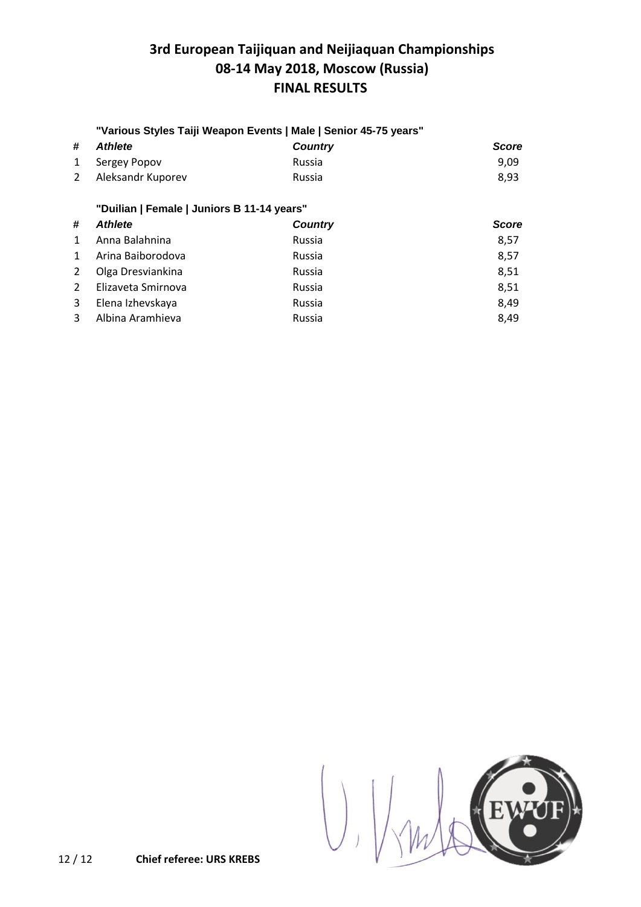# 3rd European Taijiquan and Neijiaquan Championships
## 08-14 May 2018, Moscow (Russia)
## FINAL RESULTS

**"Various Styles Taiji Weapon Events | Male | Senior 45-75 years"**

| # | *Athlete* | *Country* | *Score* |
|---|---|---|---|
| 1 | Sergey Popov | Russia | 9,09 |
| 2 | Aleksandr Kuporev | Russia | 8,93 |

**"Duilian | Female | Juniors B 11-14 years"**

| # | *Athlete* | *Country* | *Score* |
|---|---|---|---|
| 1 | Anna Balahnina | Russia | 8,57 |
| 1 | Arina Baiborodova | Russia | 8,57 |
| 2 | Olga Dresviankina | Russia | 8,51 |
| 2 | Elizaveta Smirnova | Russia | 8,51 |
| 3 | Elena Izhevskaya | Russia | 8,49 |
| 3 | Albina Aramhieva | Russia | 8,49 |

**Chief referee: URS KREBS**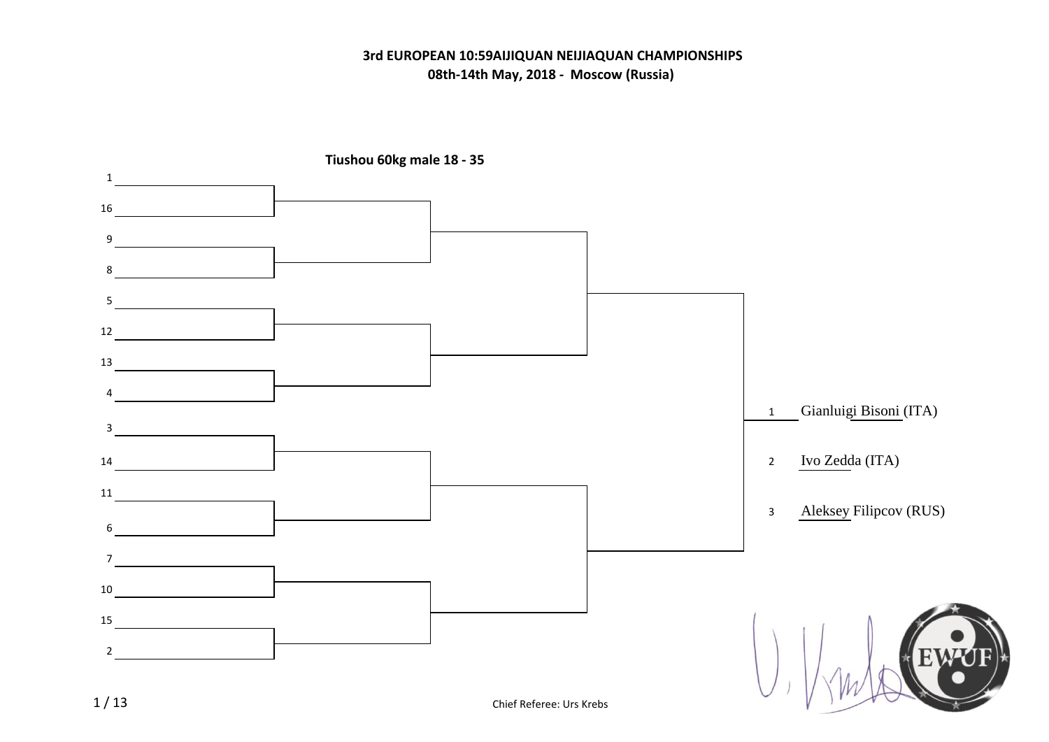**3rd EUROPEAN 10:59AIJIQUAN NEIJIAQUAN CHAMPIONSHIPS**
**08th-14th May, 2018 - Moscow (Russia)**

**Tiushou 60kg male 18 - 35**

1
16
9
8
5
12
13
4
3
14
11
6
7
10
15
2

1 Gianluigi Bisoni (ITA)

2 Ivo Zedda (ITA)

3 Aleksey Filipcov (RUS)

Chief Referee: Urs Krebs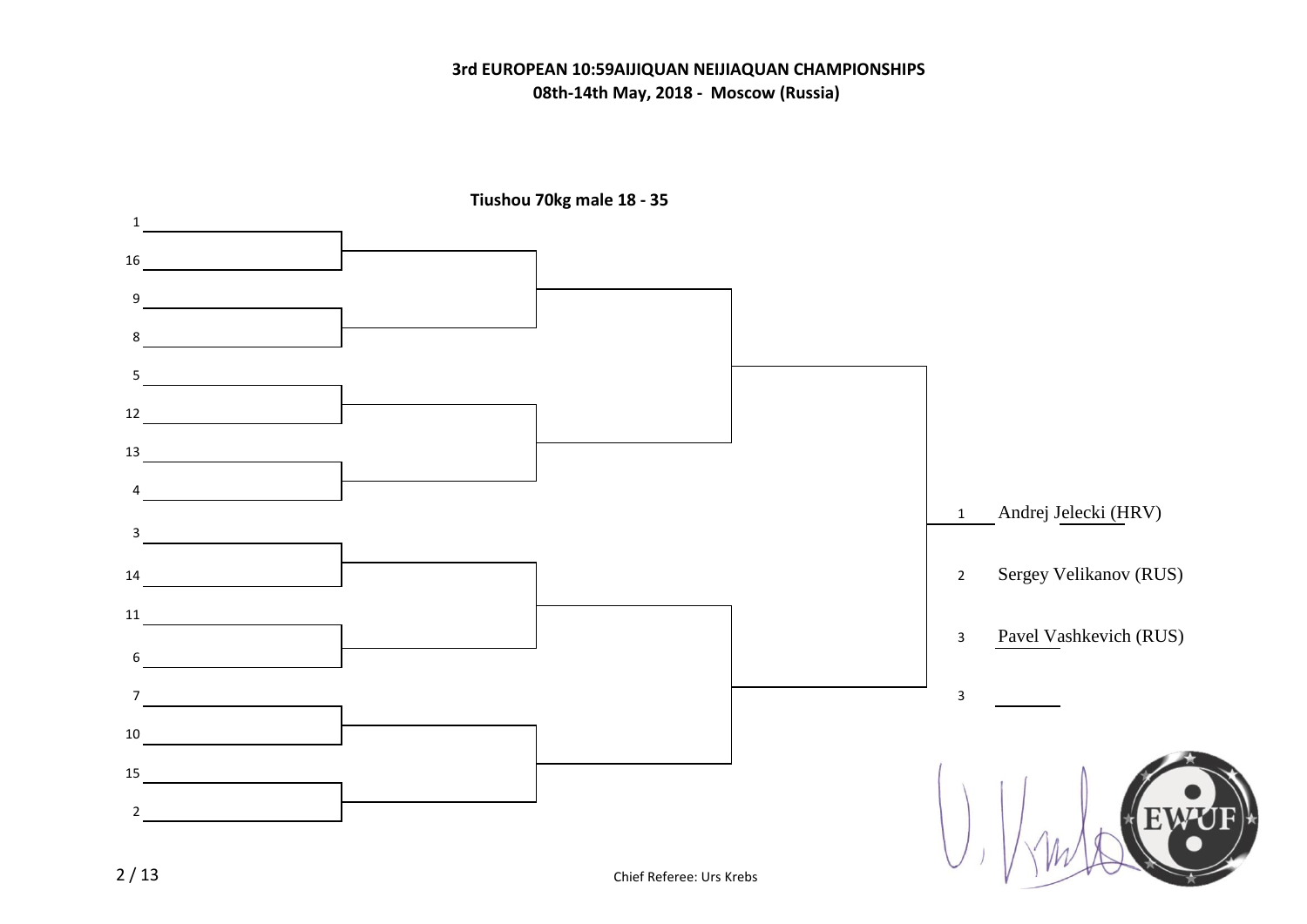**3rd EUROPEAN 10:59AIJIQUAN NEIJIAQUAN CHAMPIONSHIPS**
**08th-14th May, 2018 - Moscow (Russia)**

**Tiushou 70kg male 18 - 35**

1
16
9
8
5
12
13
4
3
14
11
6
7
10
15
2

| Place | Name |
| --- | --- |
| 1 | Andrej Jelecki (HRV) |
| 2 | Sergey Velikanov (RUS) |
| 3 | Pavel Vashkevich (RUS) |
| 3 | |

Chief Referee: Urs Krebs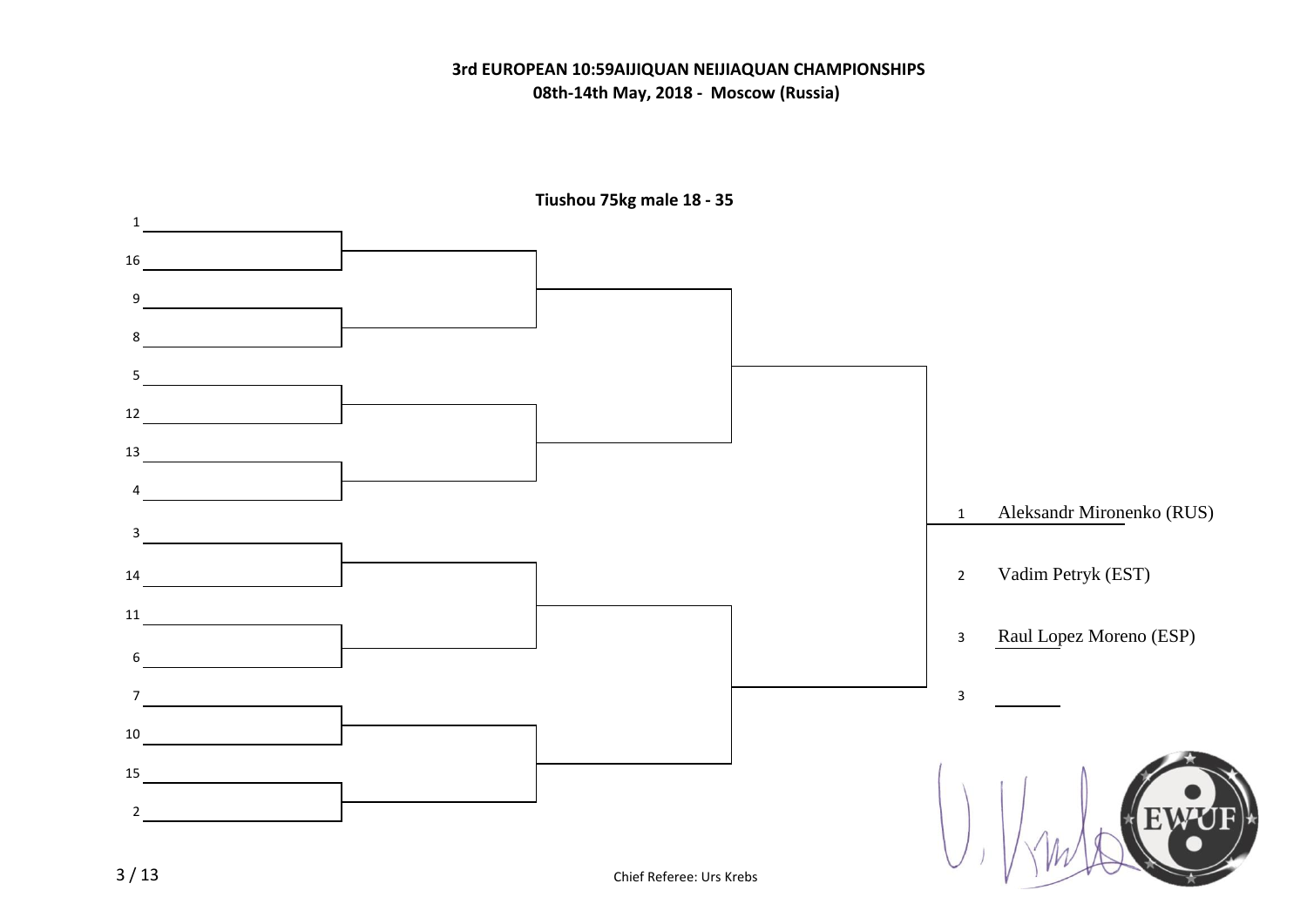**3rd EUROPEAN 10:59AIJIQUAN NEIJIAQUAN CHAMPIONSHIPS**
**08th-14th May, 2018 - Moscow (Russia)**

**Tiushou 75kg male 18 - 35**

| Seed |
|---|
| 1 |
| 16 |
| 9 |
| 8 |
| 5 |
| 12 |
| 13 |
| 4 |
| 3 |
| 14 |
| 11 |
| 6 |
| 7 |
| 10 |
| 15 |
| 2 |

| Place | Name |
|---|---|
| 1 | Aleksandr Mironenko (RUS) |
| 2 | Vadim Petryk (EST) |
| 3 | Raul Lopez Moreno (ESP) |
| 3 | |

Chief Referee: Urs Krebs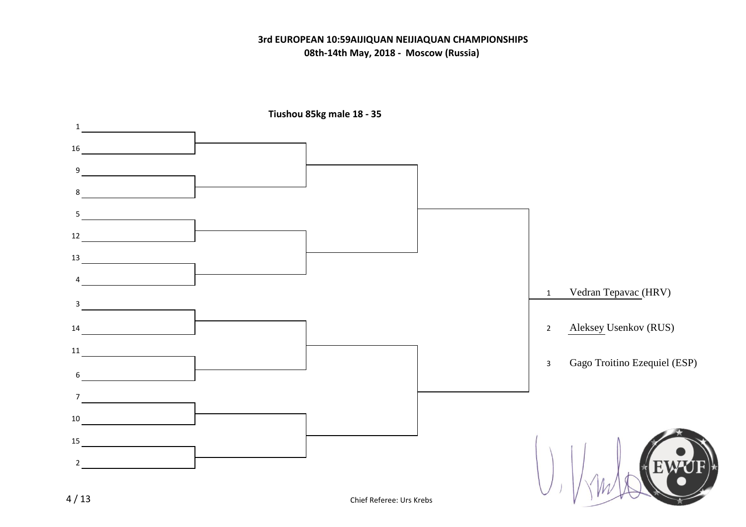**3rd EUROPEAN 10:59AIJIQUAN NEIJIAQUAN CHAMPIONSHIPS**
**08th-14th May, 2018 - Moscow (Russia)**

**Tiushou 85kg male 18 - 35**

1
16
9
8
5
12
13
4
3
14
11
6
7
10
15
2

1 Vedran Tepavac (HRV)

2 Aleksey Usenkov (RUS)

3 Gago Troitino Ezequiel (ESP)

Chief Referee: Urs Krebs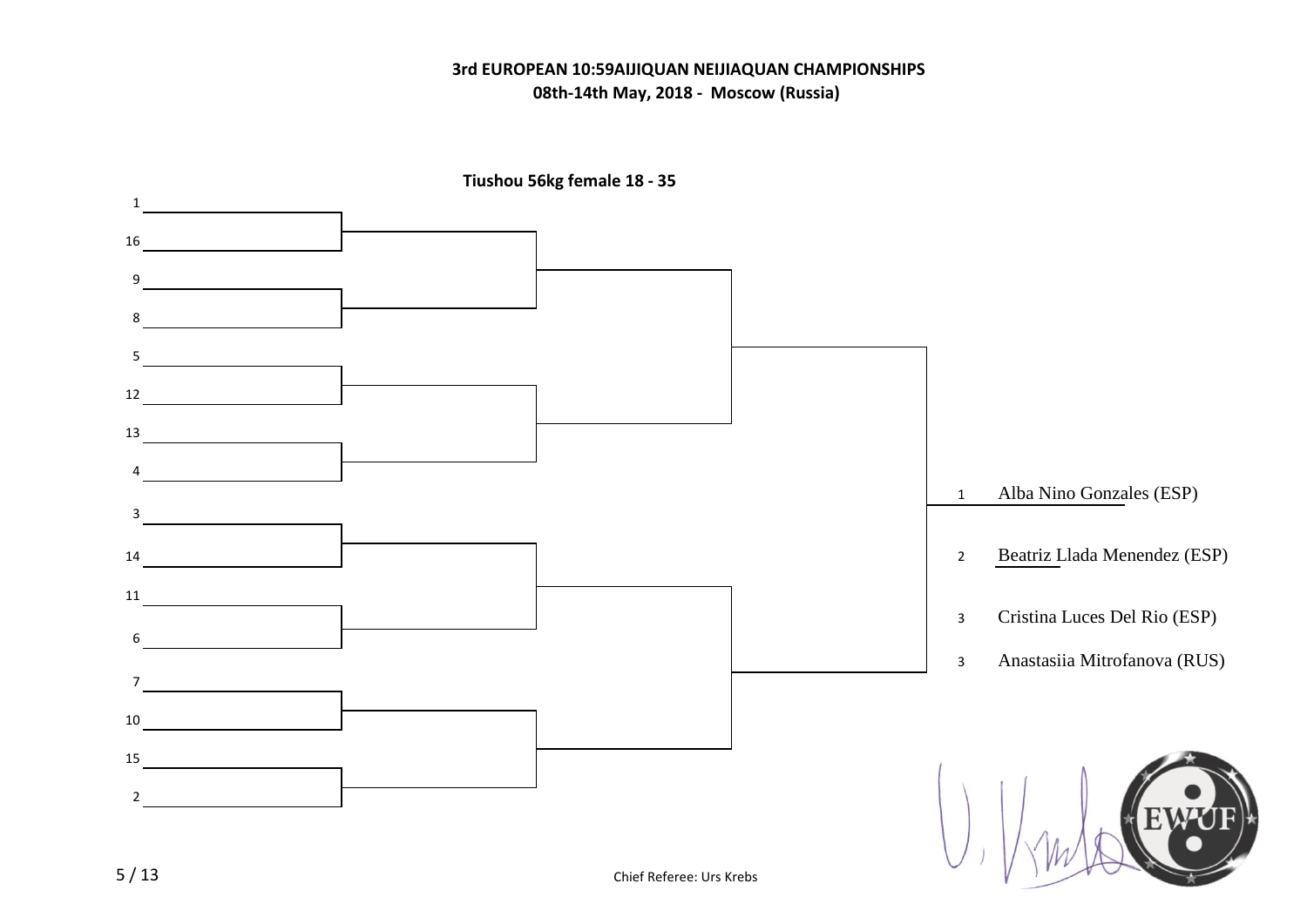**3rd EUROPEAN 10:59AIJIQUAN NEIJIAQUAN CHAMPIONSHIPS**
**08th-14th May, 2018 - Moscow (Russia)**

**Tiushou 56kg female 18 - 35**

1
16
9
8
5
12
13
4
3
14
11
6
7
10
15
2

| Place | Name |
|---|---|
| 1 | Alba Nino Gonzales (ESP) |
| 2 | Beatriz Llada Menendez (ESP) |
| 3 | Cristina Luces Del Rio (ESP) |
| 3 | Anastasiia Mitrofanova (RUS) |

EWUF

Chief Referee: Urs Krebs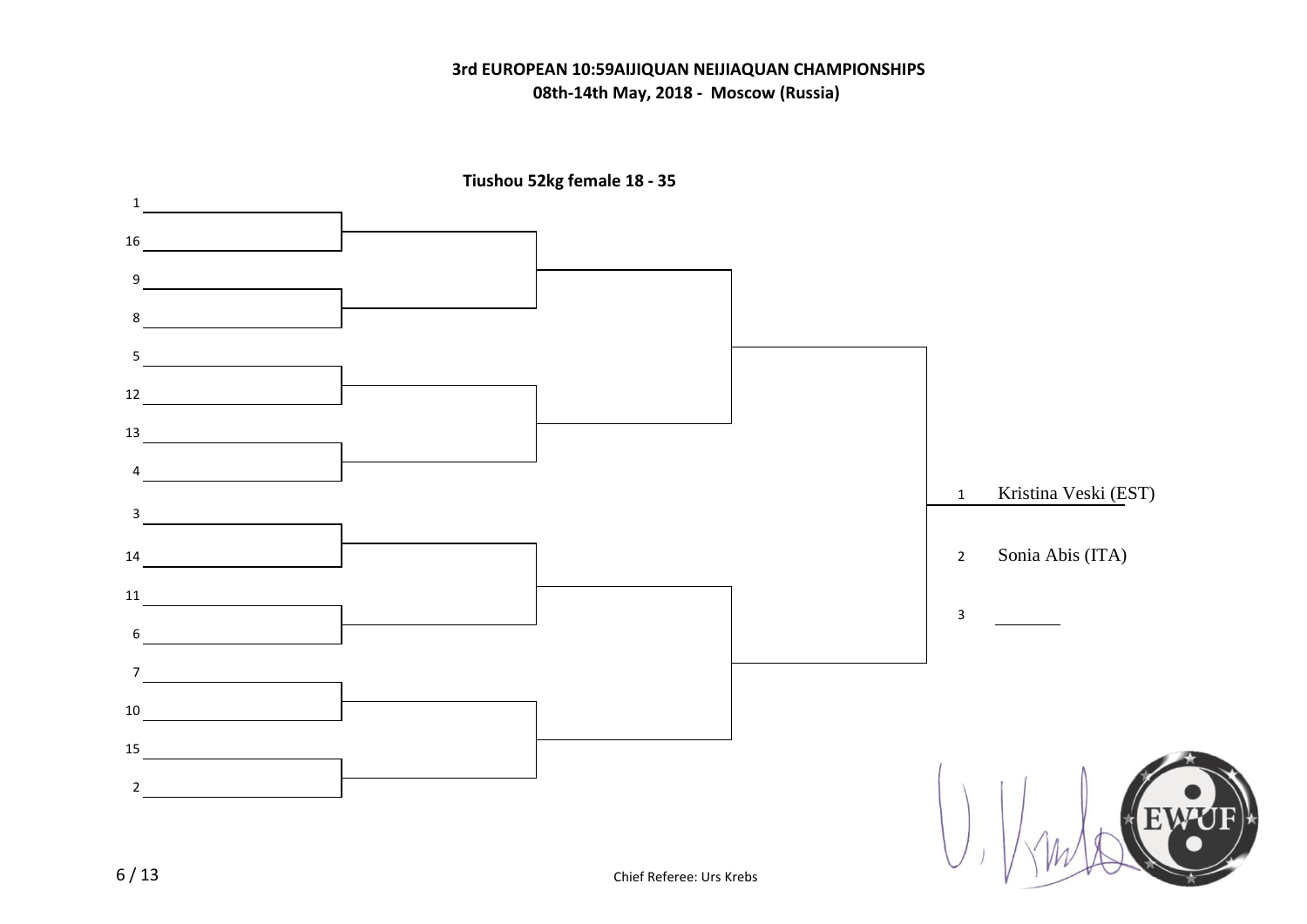**3rd EUROPEAN 10:59AIJIQUAN NEIJIAQUAN CHAMPIONSHIPS**
**08th-14th May, 2018 - Moscow (Russia)**

**Tiushou 52kg female 18 - 35**

1
16
9
8
5
12
13
4
3
14
11
6
7
10
15
2

1 Kristina Veski (EST)

2 Sonia Abis (ITA)

3

Chief Referee: Urs Krebs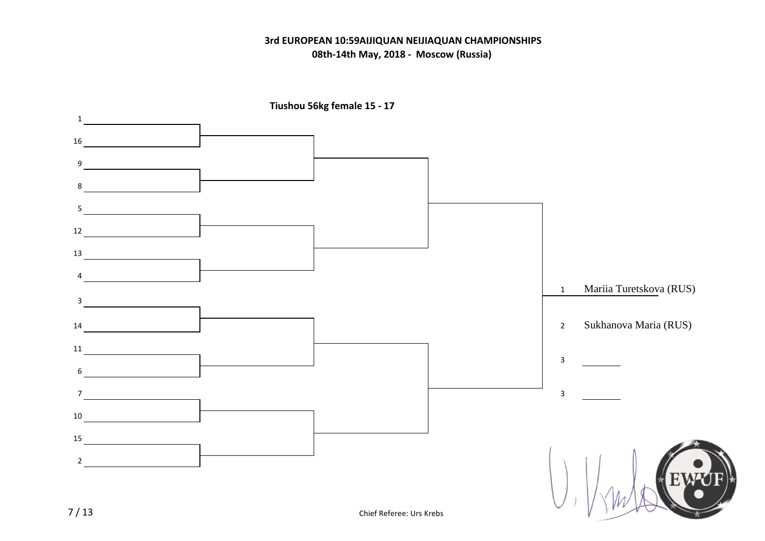**3rd EUROPEAN 10:59AIJIQUAN NEIJIAQUAN CHAMPIONSHIPS**
**08th-14th May, 2018 - Moscow (Russia)**

**Tiushou 56kg female 15 - 17**

1
16
9
8
5
12
13
4
3
14
11
6
7
10
15
2

| Place | Name |
| --- | --- |
| 1 | Mariia Turetskova (RUS) |
| 2 | Sukhanova Maria (RUS) |
| 3 | |
| 3 | |

Chief Referee: Urs Krebs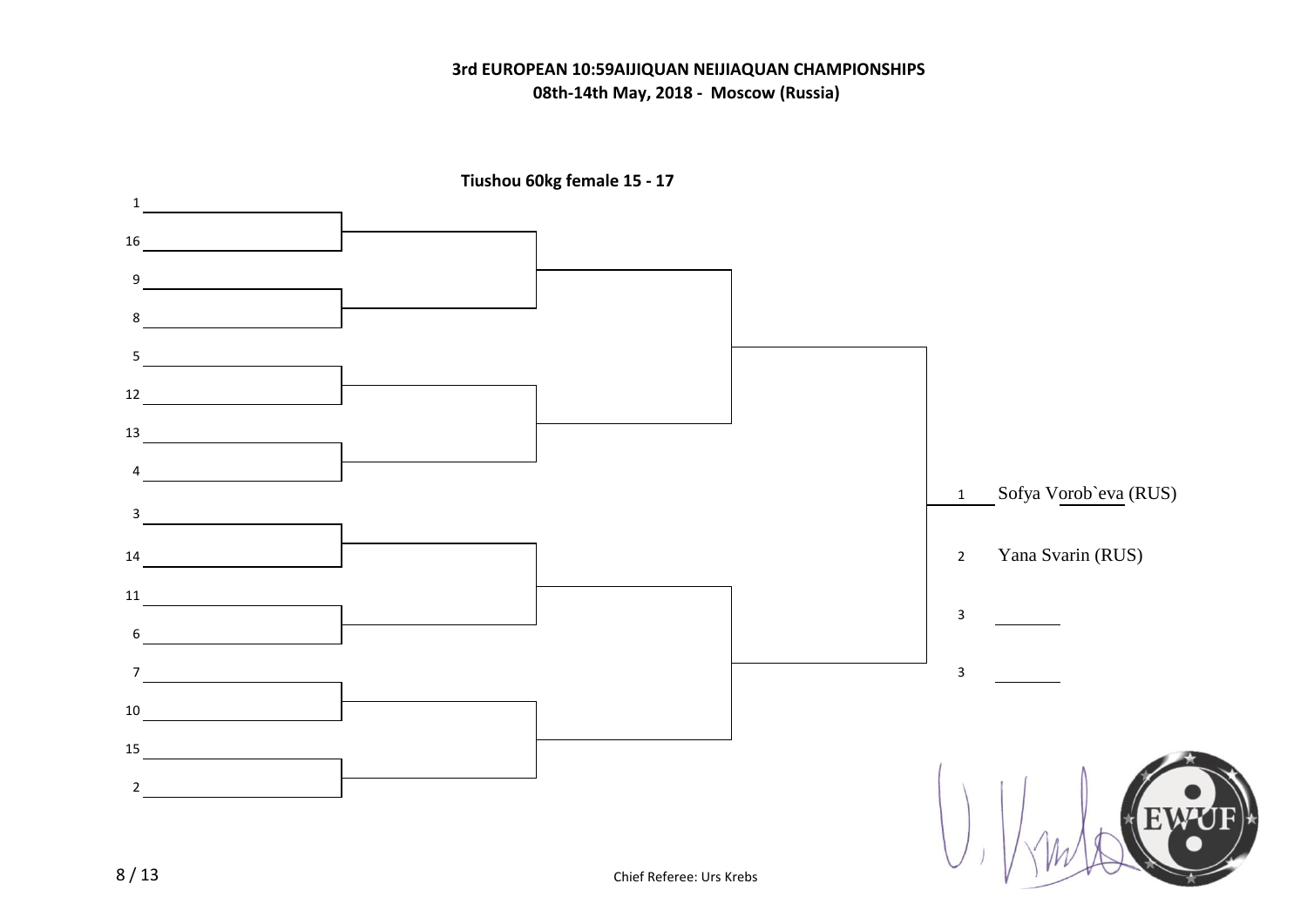**3rd EUROPEAN 10:59AIJIQUAN NEIJIAQUAN CHAMPIONSHIPS**
**08th-14th May, 2018 - Moscow (Russia)**

**Tiushou 60kg female 15 - 17**

1
16
9
8
5
12
13
4
3
14
11
6
7
10
15
2

| Place | Name |
|---|---|
| 1 | Sofya Vorob`eva (RUS) |
| 2 | Yana Svarin (RUS) |
| 3 | |
| 3 | |

Chief Referee: Urs Krebs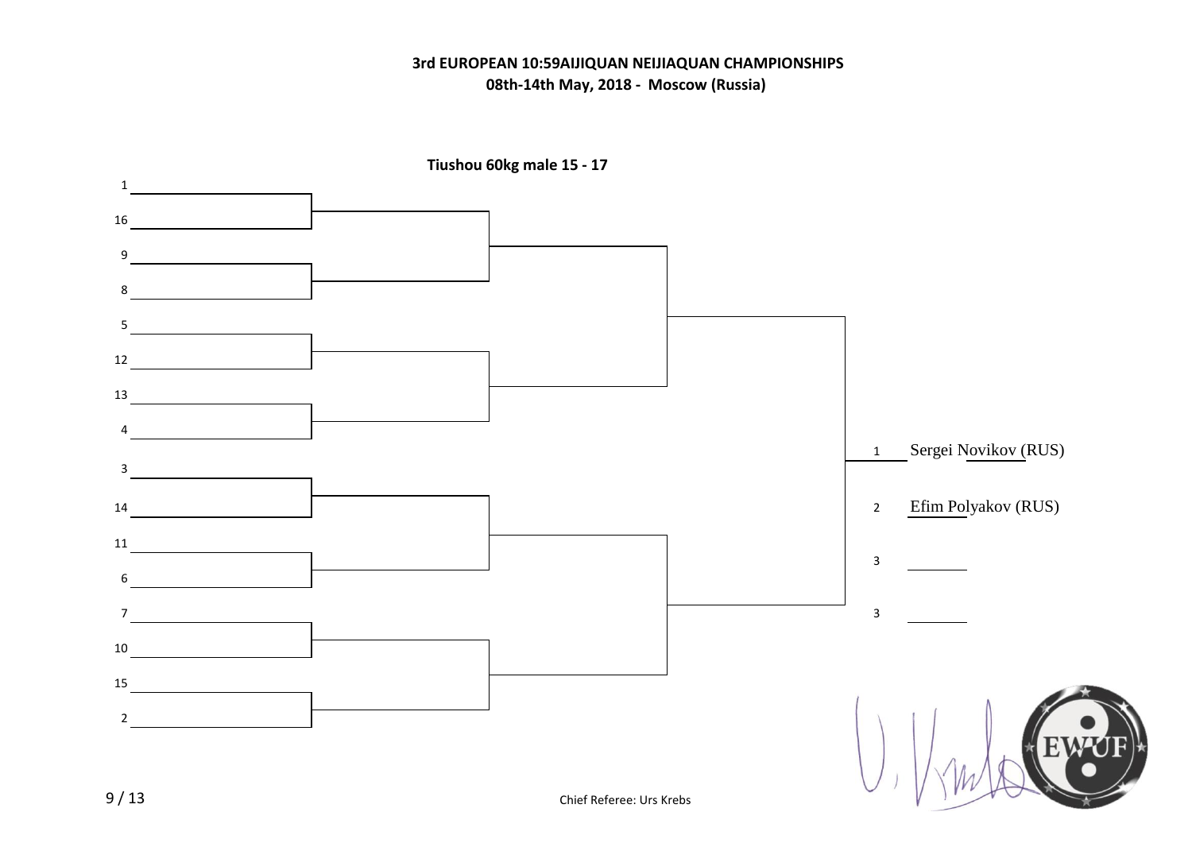**3rd EUROPEAN 10:59AIJIQUAN NEIJIAQUAN CHAMPIONSHIPS**
**08th-14th May, 2018 - Moscow (Russia)**

**Tiushou 60kg male 15 - 17**

1

16

9

8

5

12

13

4

3

14

11

6

7

10

15

2

| Place | Name |
| --- | --- |
| 1 | Sergei Novikov (RUS) |
| 2 | Efim Polyakov (RUS) |
| 3 | |
| 3 | |

Chief Referee: Urs Krebs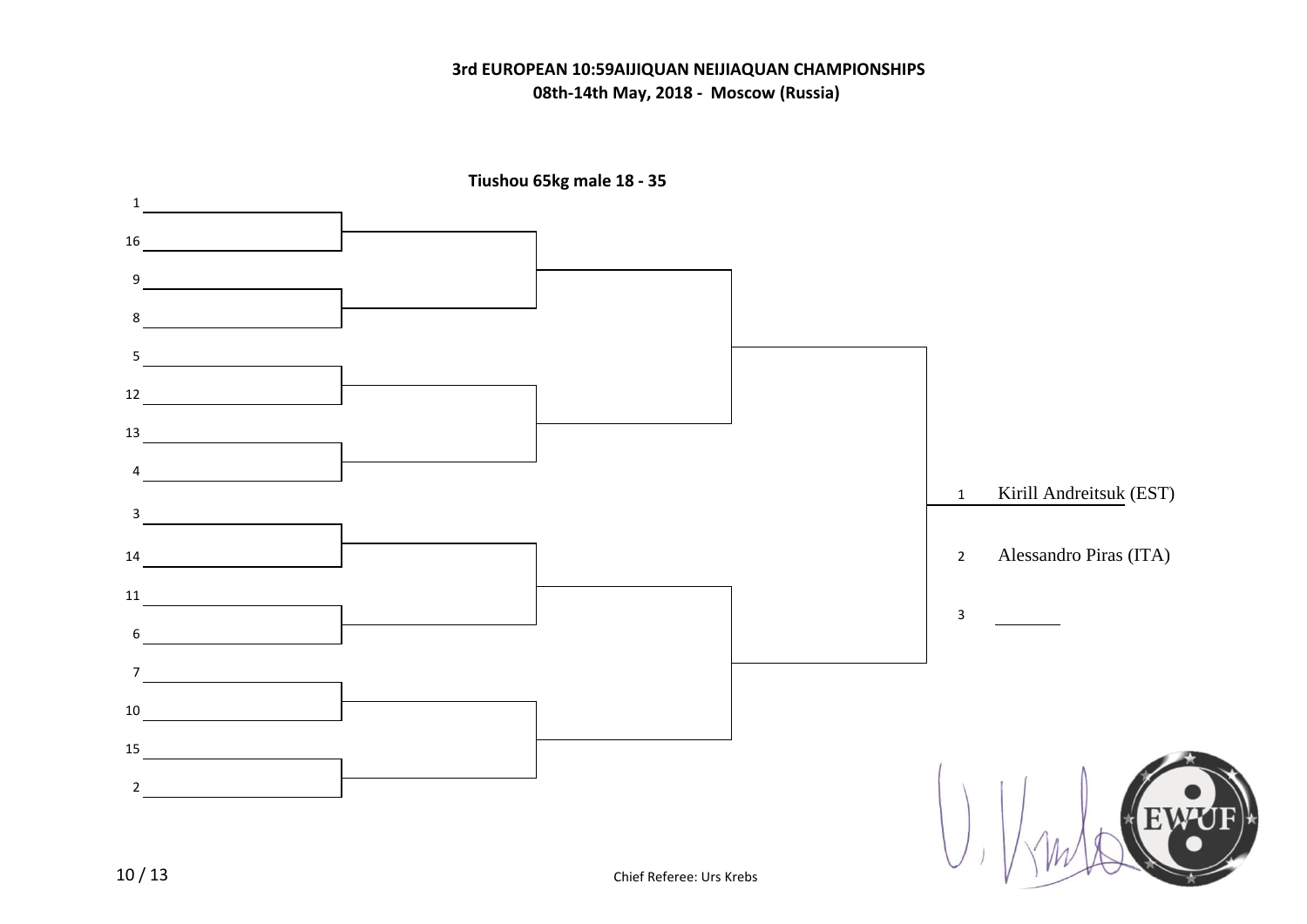**3rd EUROPEAN 10:59AIJIQUAN NEIJIAQUAN CHAMPIONSHIPS**

**08th-14th May, 2018 - Moscow (Russia)**

**Tiushou 65kg male 18 - 35**

1
16
9
8
5
12
13
4
3
14
11
6
7
10
15
2

1 Kirill Andreitsuk (EST)

2 Alessandro Piras (ITA)

3 ________

Chief Referee: Urs Krebs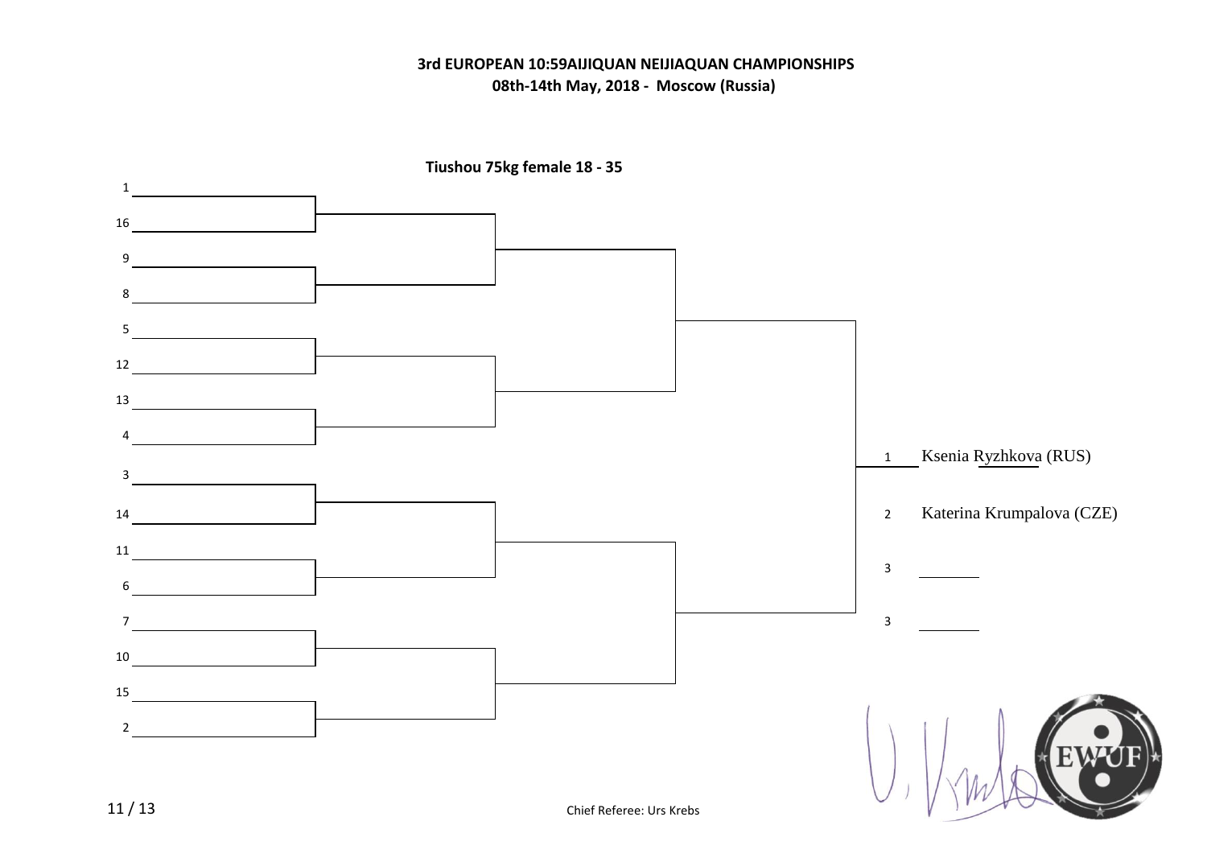**3rd EUROPEAN 10:59AIJIQUAN NEIJIAQUAN CHAMPIONSHIPS**
**08th-14th May, 2018 - Moscow (Russia)**

**Tiushou 75kg female 18 - 35**

1
16
9
8
5
12
13
4
3
14
11
6
7
10
15
2

| Place | Name |
|---|---|
| 1 | Ksenia Ryzhkova (RUS) |
| 2 | Katerina Krumpalova (CZE) |
| 3 | |
| 3 | |

Chief Referee: Urs Krebs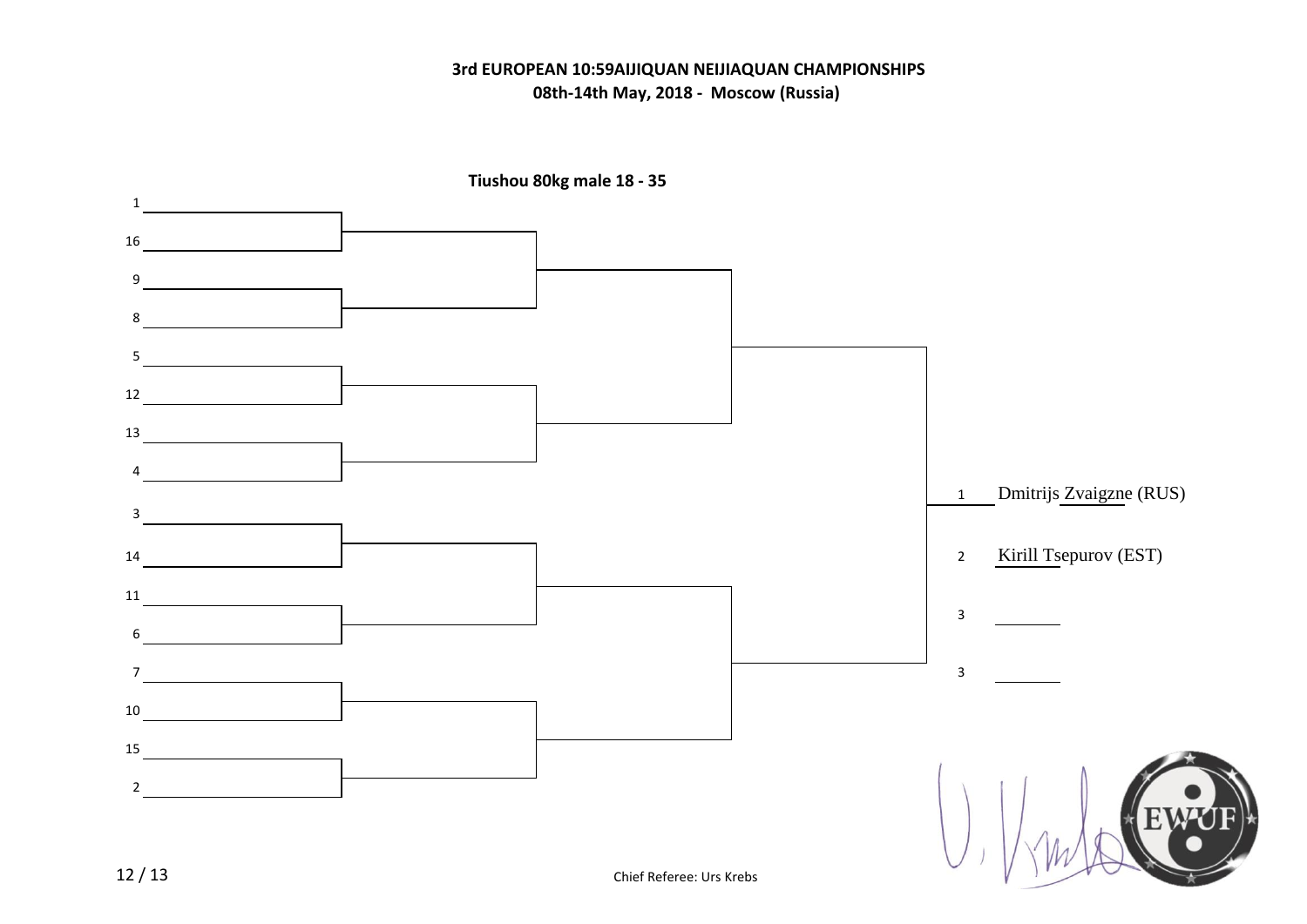**3rd EUROPEAN 10:59AIJIQUAN NEIJIAQUAN CHAMPIONSHIPS**
**08th-14th May, 2018 - Moscow (Russia)**

**Tiushou 80kg male 18 - 35**

1

16

9

8

5

12

13

4

3

14

11

6

7

10

15

2

| Place | Name |
|---|---|
| 1 | Dmitrijs Zvaigzne (RUS) |
| 2 | Kirill Tsepurov (EST) |
| 3 | |
| 3 | |

Chief Referee: Urs Krebs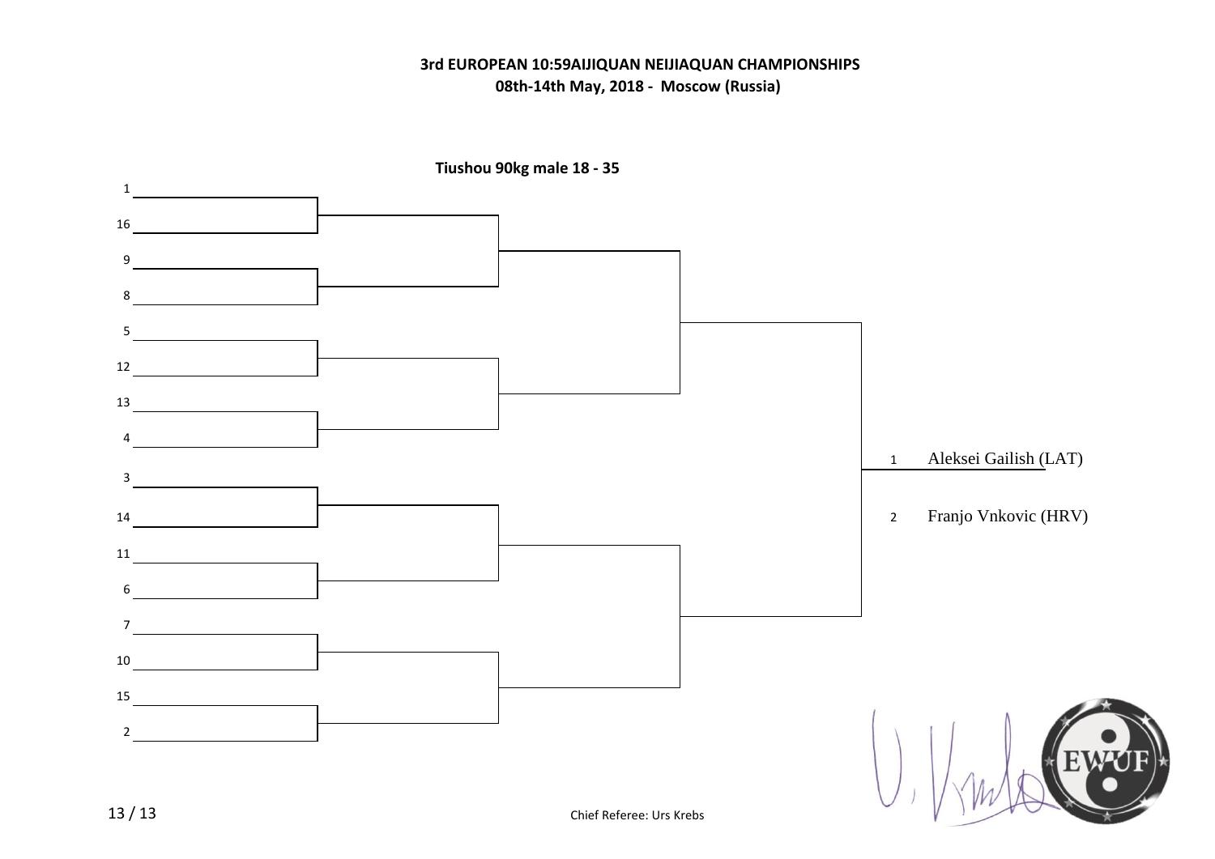**3rd EUROPEAN 10:59AIJIQUAN NEIJIAQUAN CHAMPIONSHIPS**
**08th-14th May, 2018 - Moscow (Russia)**

**Tiushou 90kg male 18 - 35**

1
16
9
8
5
12
13
4
3
14
11
6
7
10
15
2

1 Aleksei Gailish (LAT)

2 Franjo Vnkovic (HRV)

Chief Referee: Urs Krebs